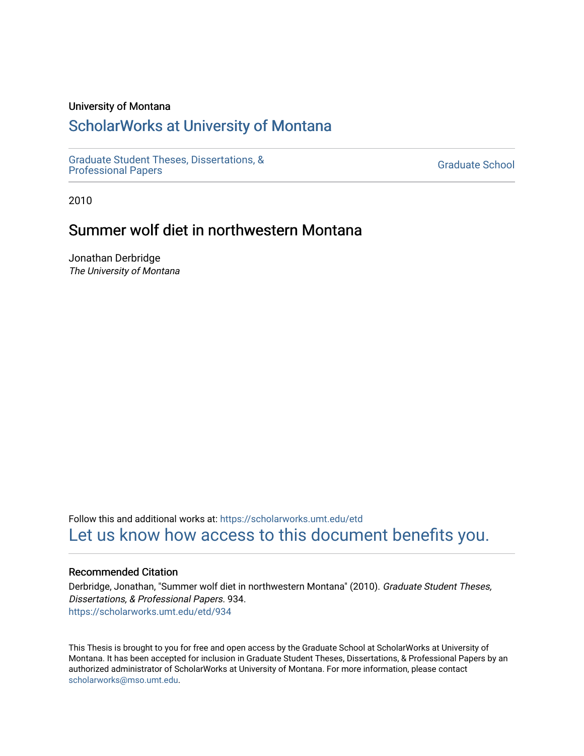University of Montana

# ScholarWorks at University of Montana

Graduate Student Theses, Dissertations, & Professional Papers

Graduate School

2010

## Summer wolf diet in northwestern Montana

Jonathan Derbridge
*The University of Montana*

Follow this and additional works at: https://scholarworks.umt.edu/etd

Let us know how access to this document benefits you.

### Recommended Citation

Derbridge, Jonathan, "Summer wolf diet in northwestern Montana" (2010). *Graduate Student Theses, Dissertations, & Professional Papers*. 934.
https://scholarworks.umt.edu/etd/934

This Thesis is brought to you for free and open access by the Graduate School at ScholarWorks at University of Montana. It has been accepted for inclusion in Graduate Student Theses, Dissertations, & Professional Papers by an authorized administrator of ScholarWorks at University of Montana. For more information, please contact scholarworks@mso.umt.edu.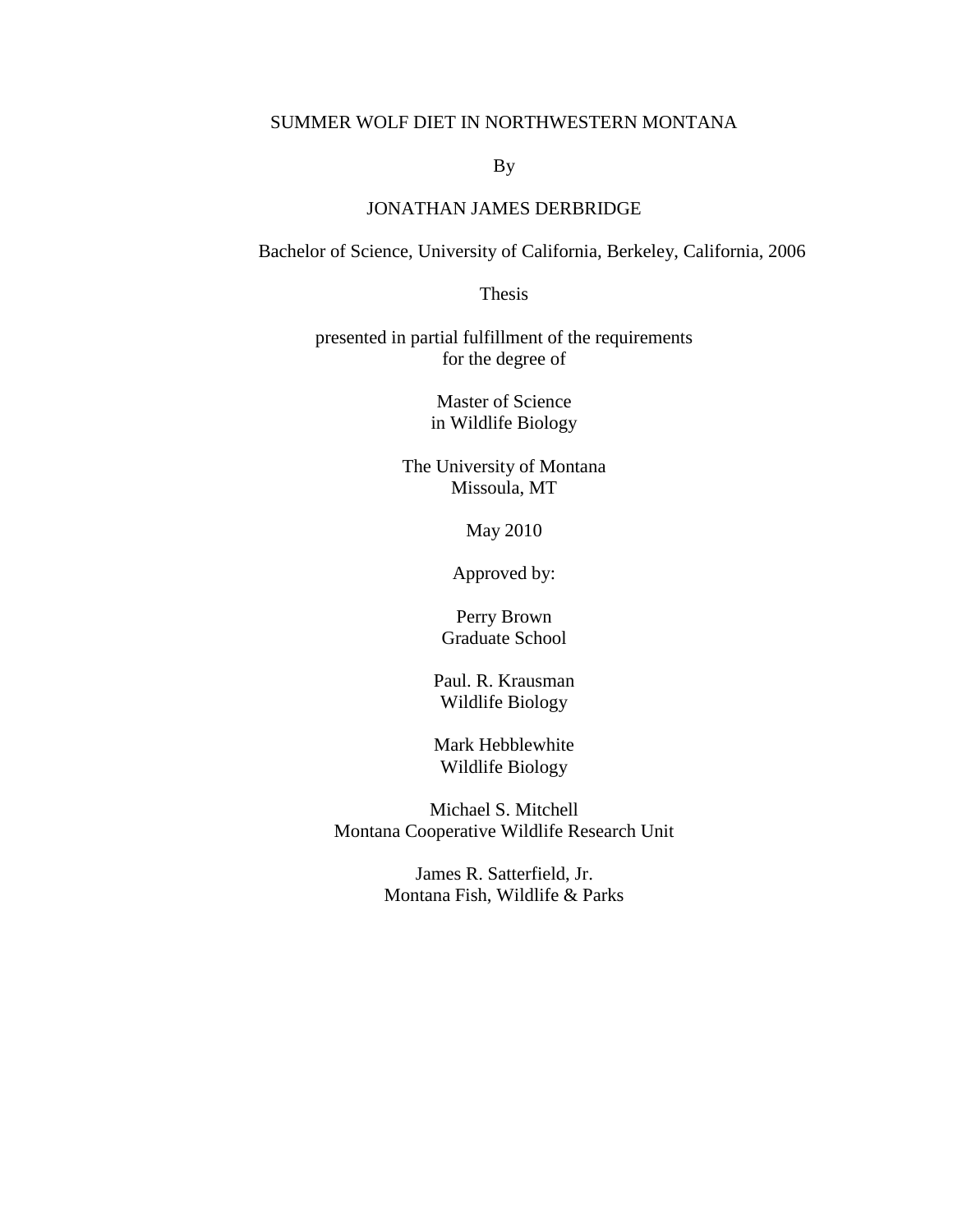# SUMMER WOLF DIET IN NORTHWESTERN MONTANA

By

JONATHAN JAMES DERBRIDGE

Bachelor of Science, University of California, Berkeley, California, 2006

Thesis

presented in partial fulfillment of the requirements
for the degree of

Master of Science
in Wildlife Biology

The University of Montana
Missoula, MT

May 2010

Approved by:

Perry Brown
Graduate School

Paul. R. Krausman
Wildlife Biology

Mark Hebblewhite
Wildlife Biology

Michael S. Mitchell
Montana Cooperative Wildlife Research Unit

James R. Satterfield, Jr.
Montana Fish, Wildlife & Parks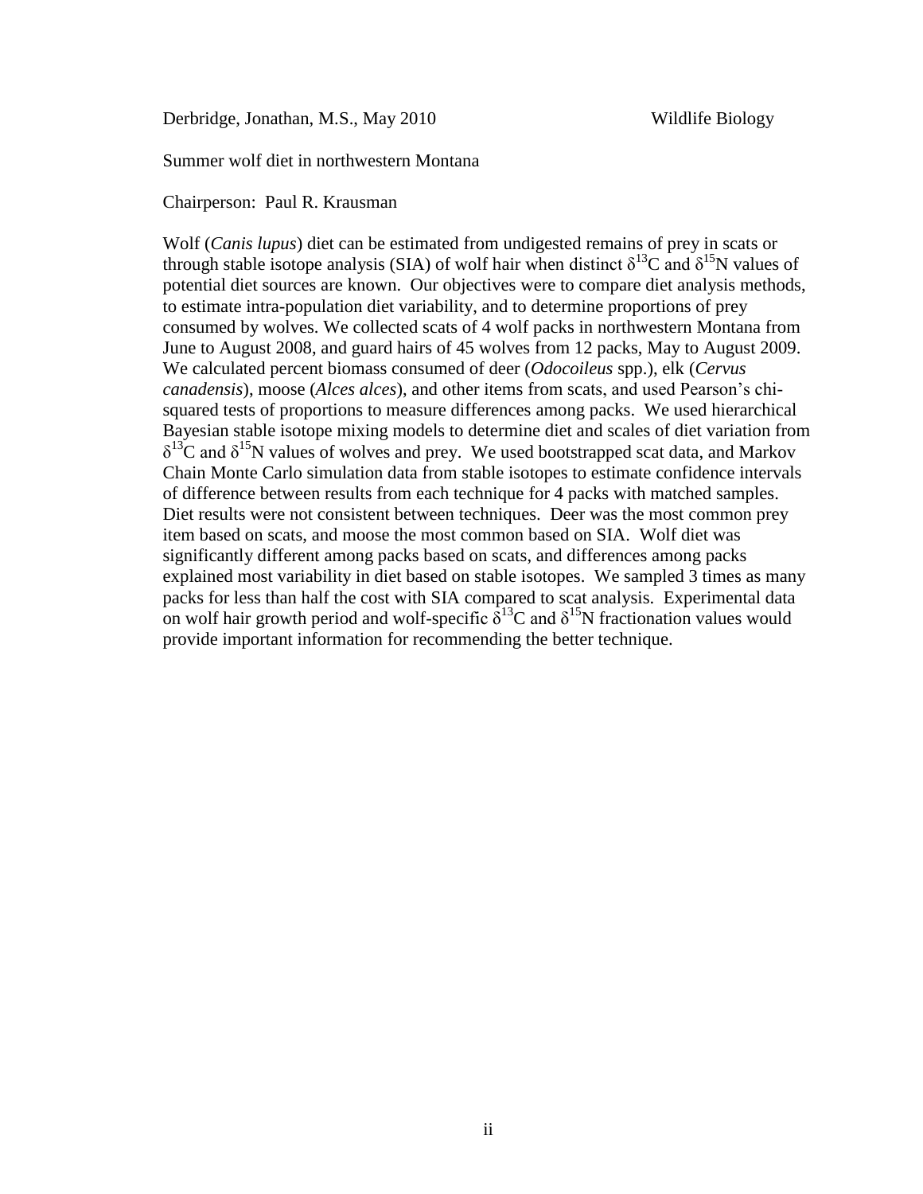Derbridge, Jonathan, M.S., May 2010 Wildlife Biology

Summer wolf diet in northwestern Montana

Chairperson: Paul R. Krausman

Wolf (*Canis lupus*) diet can be estimated from undigested remains of prey in scats or through stable isotope analysis (SIA) of wolf hair when distinct $\delta^{13}C$ and $\delta^{15}N$ values of potential diet sources are known. Our objectives were to compare diet analysis methods, to estimate intra-population diet variability, and to determine proportions of prey consumed by wolves. We collected scats of 4 wolf packs in northwestern Montana from June to August 2008, and guard hairs of 45 wolves from 12 packs, May to August 2009. We calculated percent biomass consumed of deer (*Odocoileus* spp.), elk (*Cervus canadensis*), moose (*Alces alces*), and other items from scats, and used Pearson's chi-squared tests of proportions to measure differences among packs. We used hierarchical Bayesian stable isotope mixing models to determine diet and scales of diet variation from $\delta^{13}C$ and $\delta^{15}N$ values of wolves and prey. We used bootstrapped scat data, and Markov Chain Monte Carlo simulation data from stable isotopes to estimate confidence intervals of difference between results from each technique for 4 packs with matched samples. Diet results were not consistent between techniques. Deer was the most common prey item based on scats, and moose the most common based on SIA. Wolf diet was significantly different among packs based on scats, and differences among packs explained most variability in diet based on stable isotopes. We sampled 3 times as many packs for less than half the cost with SIA compared to scat analysis. Experimental data on wolf hair growth period and wolf-specific $\delta^{13}C$ and $\delta^{15}N$ fractionation values would provide important information for recommending the better technique.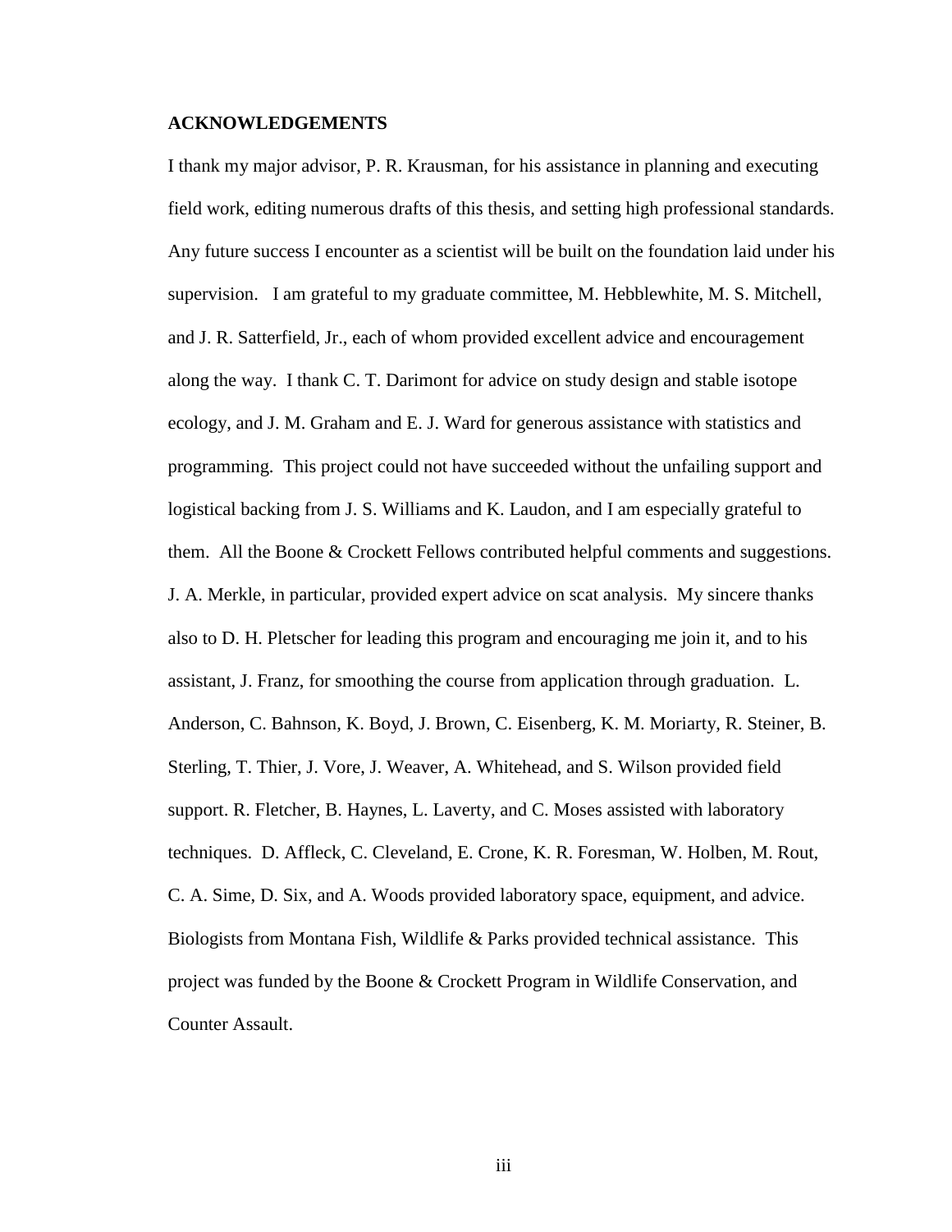## ACKNOWLEDGEMENTS

I thank my major advisor, P. R. Krausman, for his assistance in planning and executing field work, editing numerous drafts of this thesis, and setting high professional standards. Any future success I encounter as a scientist will be built on the foundation laid under his supervision. I am grateful to my graduate committee, M. Hebblewhite, M. S. Mitchell, and J. R. Satterfield, Jr., each of whom provided excellent advice and encouragement along the way. I thank C. T. Darimont for advice on study design and stable isotope ecology, and J. M. Graham and E. J. Ward for generous assistance with statistics and programming. This project could not have succeeded without the unfailing support and logistical backing from J. S. Williams and K. Laudon, and I am especially grateful to them. All the Boone & Crockett Fellows contributed helpful comments and suggestions. J. A. Merkle, in particular, provided expert advice on scat analysis. My sincere thanks also to D. H. Pletscher for leading this program and encouraging me join it, and to his assistant, J. Franz, for smoothing the course from application through graduation. L. Anderson, C. Bahnson, K. Boyd, J. Brown, C. Eisenberg, K. M. Moriarty, R. Steiner, B. Sterling, T. Thier, J. Vore, J. Weaver, A. Whitehead, and S. Wilson provided field support. R. Fletcher, B. Haynes, L. Laverty, and C. Moses assisted with laboratory techniques. D. Affleck, C. Cleveland, E. Crone, K. R. Foresman, W. Holben, M. Rout, C. A. Sime, D. Six, and A. Woods provided laboratory space, equipment, and advice. Biologists from Montana Fish, Wildlife & Parks provided technical assistance. This project was funded by the Boone & Crockett Program in Wildlife Conservation, and Counter Assault.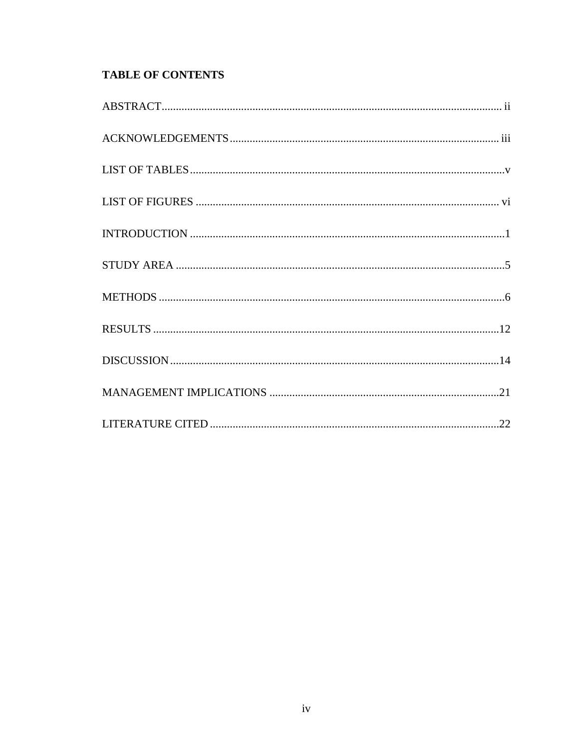## TABLE OF CONTENTS

ABSTRACT....................................................................................................................... ii

ACKNOWLEDGEMENTS.............................................................................................. iii

LIST OF TABLES..............................................................................................................v

LIST OF FIGURES ........................................................................................................... vi

INTRODUCTION ..............................................................................................................1

STUDY AREA ...................................................................................................................5

METHODS .........................................................................................................................6

RESULTS .........................................................................................................................12

DISCUSSION...................................................................................................................14

MANAGEMENT IMPLICATIONS ................................................................................21

LITERATURE CITED .....................................................................................................22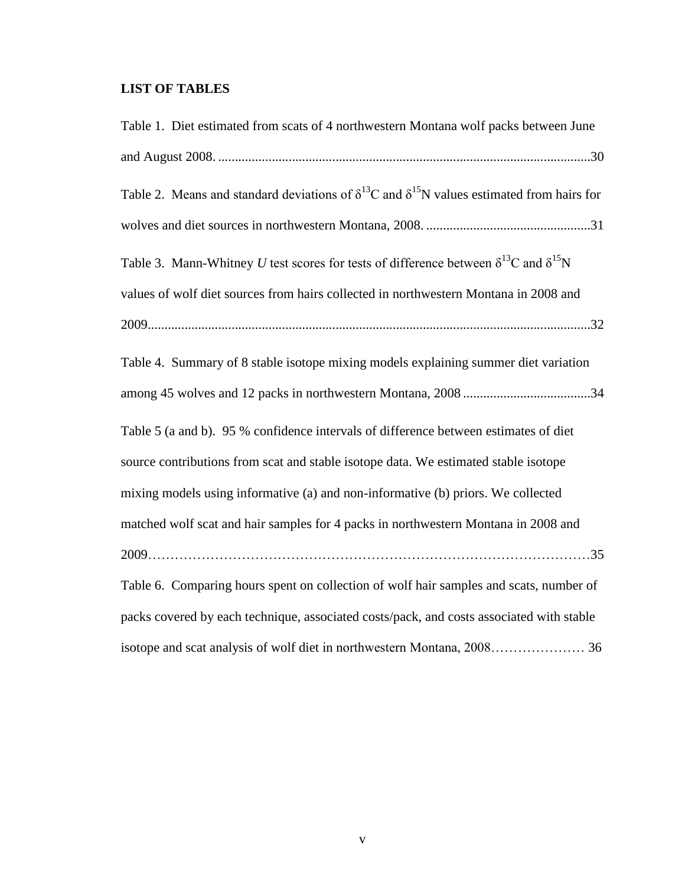## LIST OF TABLES

Table 1. Diet estimated from scats of 4 northwestern Montana wolf packs between June and August 2008. ..............................................................................................................30

Table 2. Means and standard deviations of $\delta^{13}$C and $\delta^{15}$N values estimated from hairs for wolves and diet sources in northwestern Montana, 2008. .................................................31

Table 3. Mann-Whitney *U* test scores for tests of difference between $\delta^{13}$C and $\delta^{15}$N values of wolf diet sources from hairs collected in northwestern Montana in 2008 and 2009..................................................................................................................................32

Table 4. Summary of 8 stable isotope mixing models explaining summer diet variation among 45 wolves and 12 packs in northwestern Montana, 2008 ......................................34

Table 5 (a and b). 95 % confidence intervals of difference between estimates of diet source contributions from scat and stable isotope data. We estimated stable isotope mixing models using informative (a) and non-informative (b) priors. We collected matched wolf scat and hair samples for 4 packs in northwestern Montana in 2008 and 2009……………………………………………………………………………………35

Table 6. Comparing hours spent on collection of wolf hair samples and scats, number of packs covered by each technique, associated costs/pack, and costs associated with stable isotope and scat analysis of wolf diet in northwestern Montana, 2008………………… 36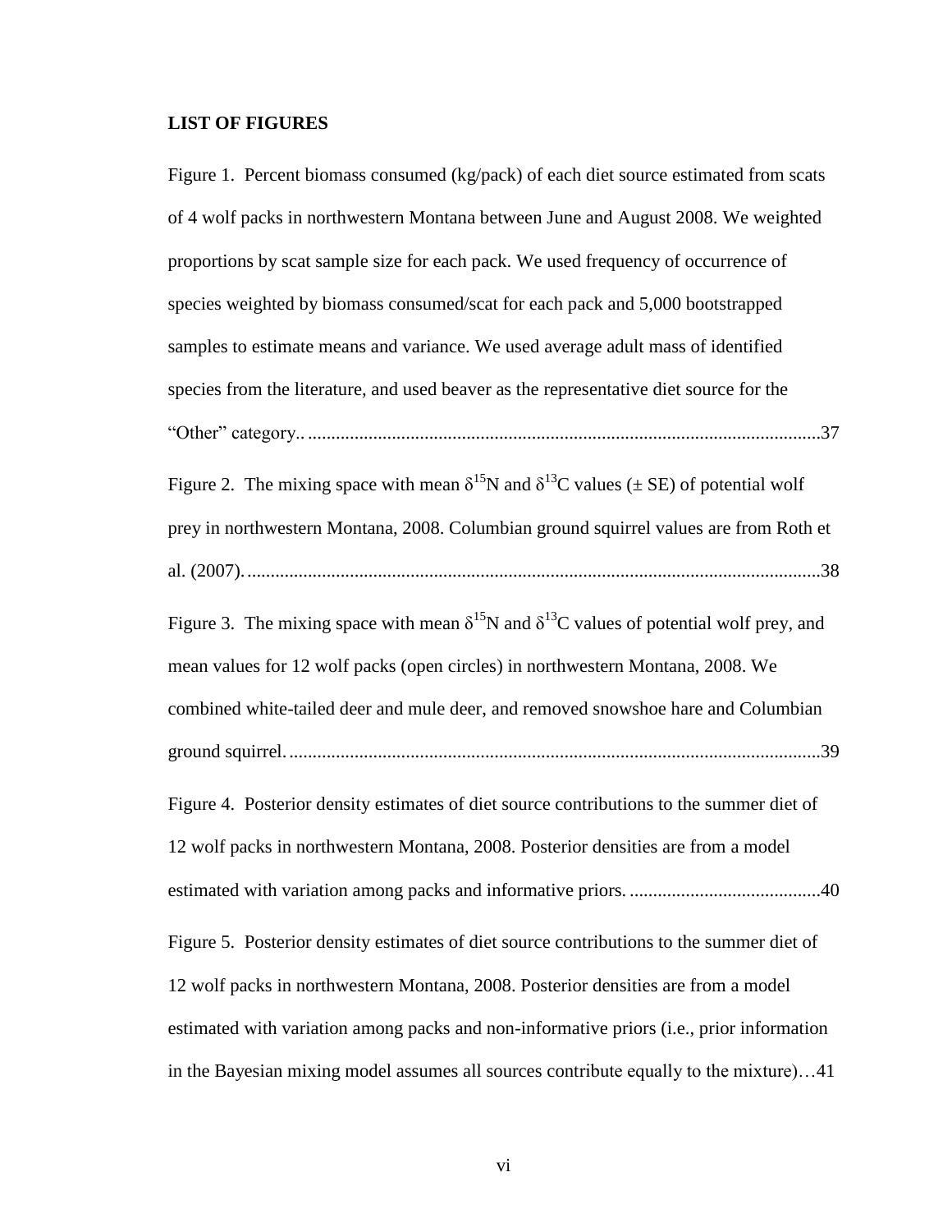**LIST OF FIGURES**

Figure 1. Percent biomass consumed (kg/pack) of each diet source estimated from scats of 4 wolf packs in northwestern Montana between June and August 2008. We weighted proportions by scat sample size for each pack. We used frequency of occurrence of species weighted by biomass consumed/scat for each pack and 5,000 bootstrapped samples to estimate means and variance. We used average adult mass of identified species from the literature, and used beaver as the representative diet source for the "Other" category.. ............................................................................................................37

Figure 2. The mixing space with mean $\delta^{15}N$ and $\delta^{13}C$ values ($\pm$ SE) of potential wolf prey in northwestern Montana, 2008. Columbian ground squirrel values are from Roth et al. (2007). .........................................................................................................................38

Figure 3. The mixing space with mean $\delta^{15}N$ and $\delta^{13}C$ values of potential wolf prey, and mean values for 12 wolf packs (open circles) in northwestern Montana, 2008. We combined white-tailed deer and mule deer, and removed snowshoe hare and Columbian ground squirrel. ...............................................................................................................39

Figure 4. Posterior density estimates of diet source contributions to the summer diet of 12 wolf packs in northwestern Montana, 2008. Posterior densities are from a model estimated with variation among packs and informative priors. .........................................40

Figure 5. Posterior density estimates of diet source contributions to the summer diet of 12 wolf packs in northwestern Montana, 2008. Posterior densities are from a model estimated with variation among packs and non-informative priors (i.e., prior information in the Bayesian mixing model assumes all sources contribute equally to the mixture)…41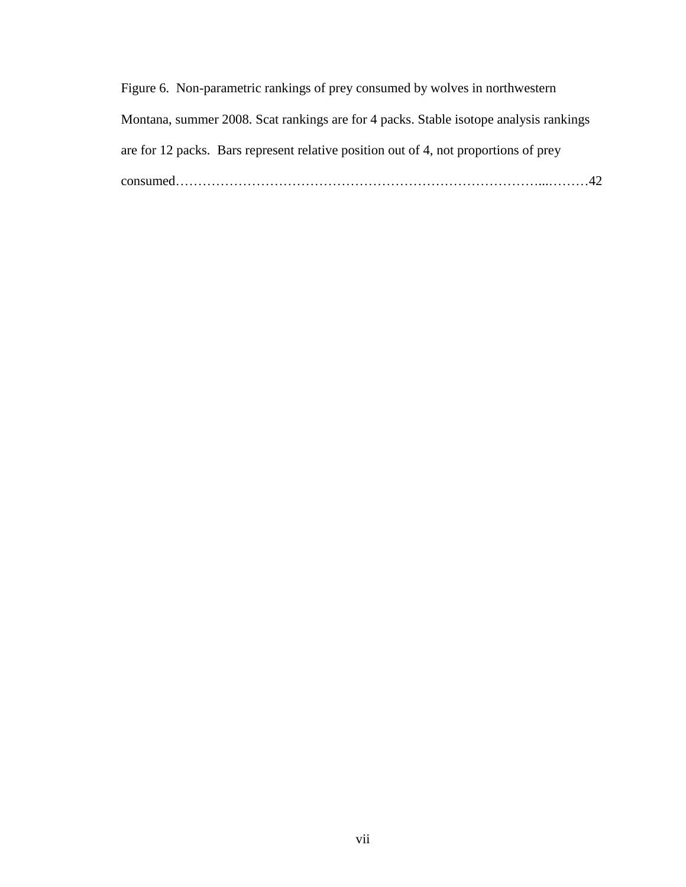Figure 6. Non-parametric rankings of prey consumed by wolves in northwestern Montana, summer 2008. Scat rankings are for 4 packs. Stable isotope analysis rankings are for 12 packks. Bars represent relative position out of 4, not proportions of prey consumed……………………………………………………………………….………42

Figure 6. Non-parametric rankings of prey consumed by wolves in northwestern Montana, summer 2008. Scat rankings are for 4 packs. Stable isotope analysis rankings are for 12 packs. Bars represent relative position out of 4, not proportions of prey consumed……………………………………………………………………...………42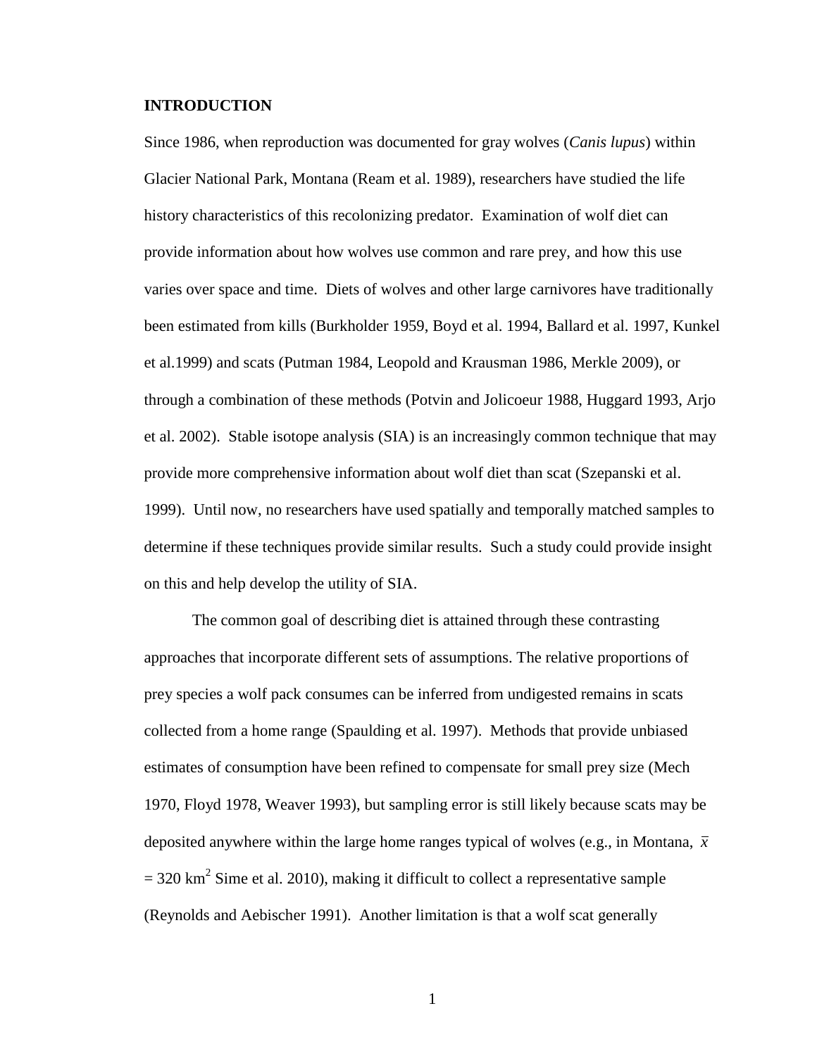# INTRODUCTION

Since 1986, when reproduction was documented for gray wolves (*Canis lupus*) within Glacier National Park, Montana (Ream et al. 1989), researchers have studied the life history characteristics of this recolonizing predator. Examination of wolf diet can provide information about how wolves use common and rare prey, and how this use varies over space and time. Diets of wolves and other large carnivores have traditionally been estimated from kills (Burkholder 1959, Boyd et al. 1994, Ballard et al. 1997, Kunkel et al.1999) and scats (Putman 1984, Leopold and Krausman 1986, Merkle 2009), or through a combination of these methods (Potvin and Jolicoeur 1988, Huggard 1993, Arjo et al. 2002). Stable isotope analysis (SIA) is an increasingly common technique that may provide more comprehensive information about wolf diet than scat (Szepanski et al. 1999). Until now, no researchers have used spatially and temporally matched samples to determine if these techniques provide similar results. Such a study could provide insight on this and help develop the utility of SIA.

The common goal of describing diet is attained through these contrasting approaches that incorporate different sets of assumptions. The relative proportions of prey species a wolf pack consumes can be inferred from undigested remains in scats collected from a home range (Spaulding et al. 1997). Methods that provide unbiased estimates of consumption have been refined to compensate for small prey size (Mech 1970, Floyd 1978, Weaver 1993), but sampling error is still likely because scats may be deposited anywhere within the large home ranges typical of wolves (e.g., in Montana, $\bar{x} = 320$ km$^2$ Sime et al. 2010), making it difficult to collect a representative sample (Reynolds and Aebischer 1991). Another limitation is that a wolf scat generally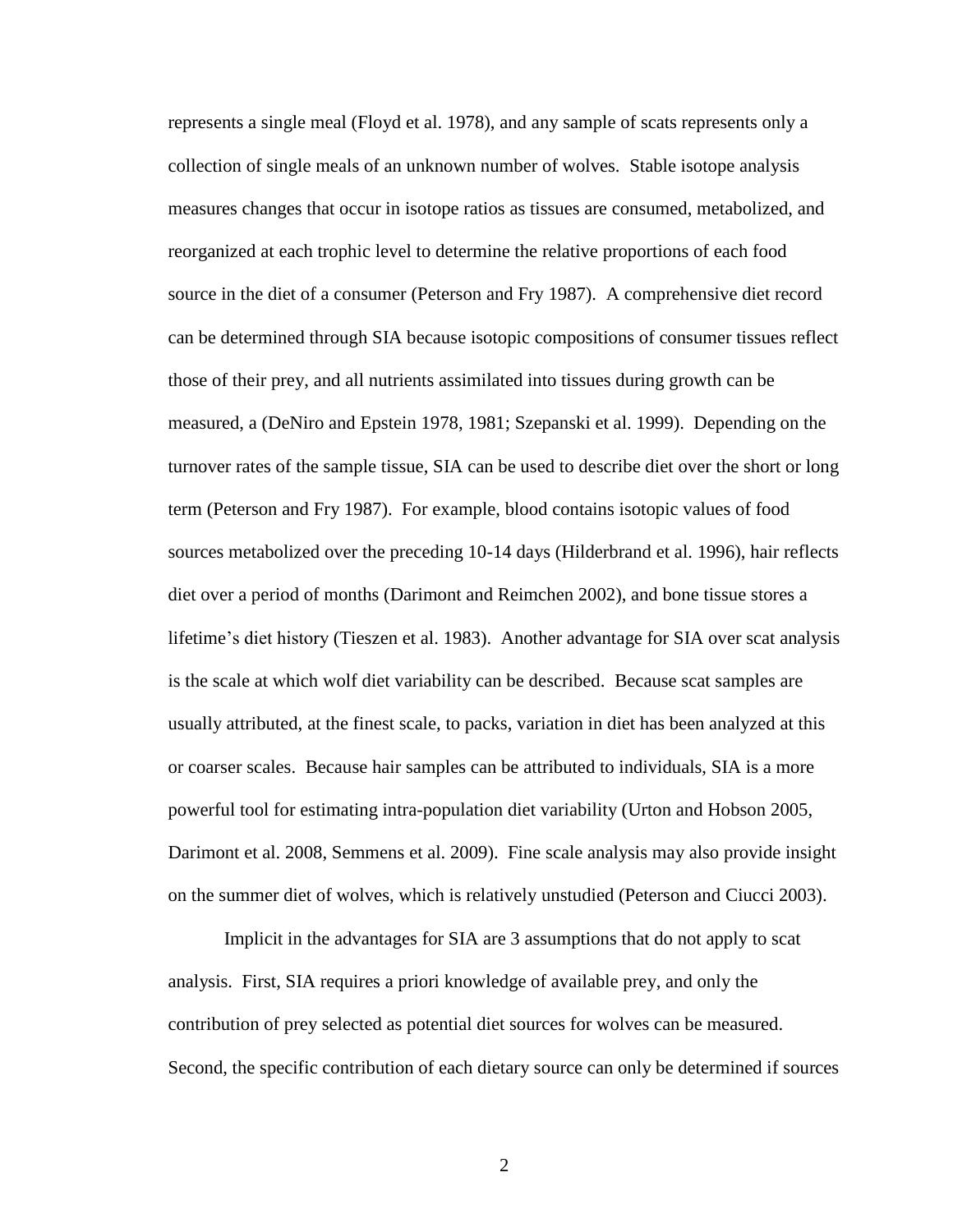represents a single meal (Floyd et al. 1978), and any sample of scats represents only a collection of single meals of an unknown number of wolves. Stable isotope analysis measures changes that occur in isotope ratios as tissues are consumed, metabolized, and reorganized at each trophic level to determine the relative proportions of each food source in the diet of a consumer (Peterson and Fry 1987). A comprehensive diet record can be determined through SIA because isotopic compositions of consumer tissues reflect those of their prey, and all nutrients assimilated into tissues during growth can be measured, a (DeNiro and Epstein 1978, 1981; Szepanski et al. 1999). Depending on the turnover rates of the sample tissue, SIA can be used to describe diet over the short or long term (Peterson and Fry 1987). For example, blood contains isotopic values of food sources metabolized over the preceding 10-14 days (Hilderbrand et al. 1996), hair reflects diet over a period of months (Darimont and Reimchen 2002), and bone tissue stores a lifetime's diet history (Tieszen et al. 1983). Another advantage for SIA over scat analysis is the scale at which wolf diet variability can be described. Because scat samples are usually attributed, at the finest scale, to packs, variation in diet has been analyzed at this or coarser scales. Because hair samples can be attributed to individuals, SIA is a more powerful tool for estimating intra-population diet variability (Urton and Hobson 2005, Darimont et al. 2008, Semmens et al. 2009). Fine scale analysis may also provide insight on the summer diet of wolves, which is relatively unstudied (Peterson and Ciucci 2003).

Implicit in the advantages for SIA are 3 assumptions that do not apply to scat analysis. First, SIA requires a priori knowledge of available prey, and only the contribution of prey selected as potential diet sources for wolves can be measured. Second, the specific contribution of each dietary source can only be determined if sources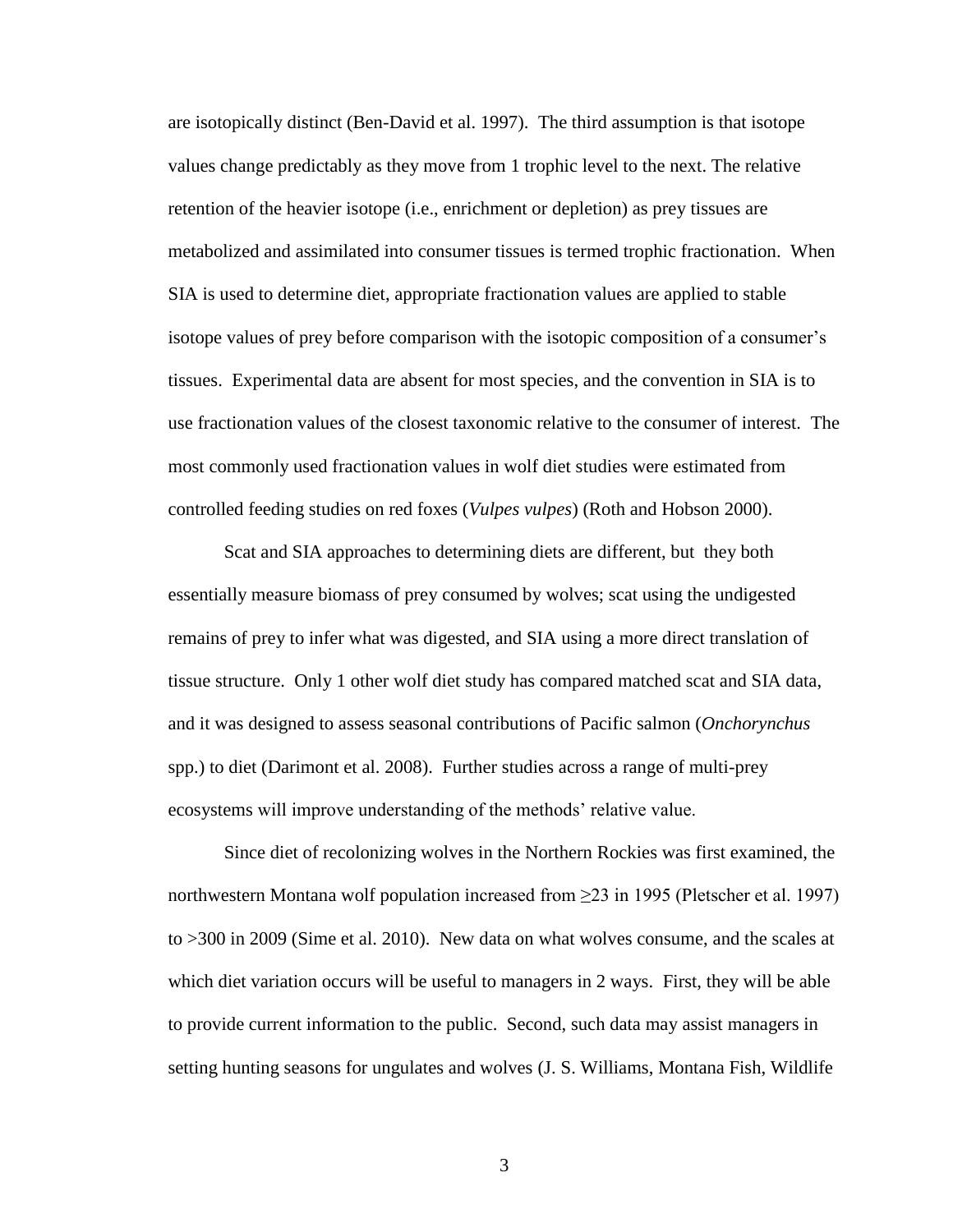are isotopically distinct (Ben-David et al. 1997). The third assumption is that isotope values change predictably as they move from 1 trophic level to the next. The relative retention of the heavier isotope (i.e., enrichment or depletion) as prey tissues are metabolized and assimilated into consumer tissues is termed trophic fractionation. When SIA is used to determine diet, appropriate fractionation values are applied to stable isotope values of prey before comparison with the isotopic composition of a consumer's tissues. Experimental data are absent for most species, and the convention in SIA is to use fractionation values of the closest taxonomic relative to the consumer of interest. The most commonly used fractionation values in wolf diet studies were estimated from controlled feeding studies on red foxes (*Vulpes vulpes*) (Roth and Hobson 2000).

Scat and SIA approaches to determining diets are different, but they both essentially measure biomass of prey consumed by wolves; scat using the undigested remains of prey to infer what was digested, and SIA using a more direct translation of tissue structure. Only 1 other wolf diet study has compared matched scat and SIA data, and it was designed to assess seasonal contributions of Pacific salmon (*Onchorynchus* spp.) to diet (Darimont et al. 2008). Further studies across a range of multi-prey ecosystems will improve understanding of the methods' relative value.

Since diet of recolonizing wolves in the Northern Rockies was first examined, the northwestern Montana wolf population increased from ≥23 in 1995 (Pletscher et al. 1997) to >300 in 2009 (Sime et al. 2010). New data on what wolves consume, and the scales at which diet variation occurs will be useful to managers in 2 ways. First, they will be able to provide current information to the public. Second, such data may assist managers in setting hunting seasons for ungulates and wolves (J. S. Williams, Montana Fish, Wildlife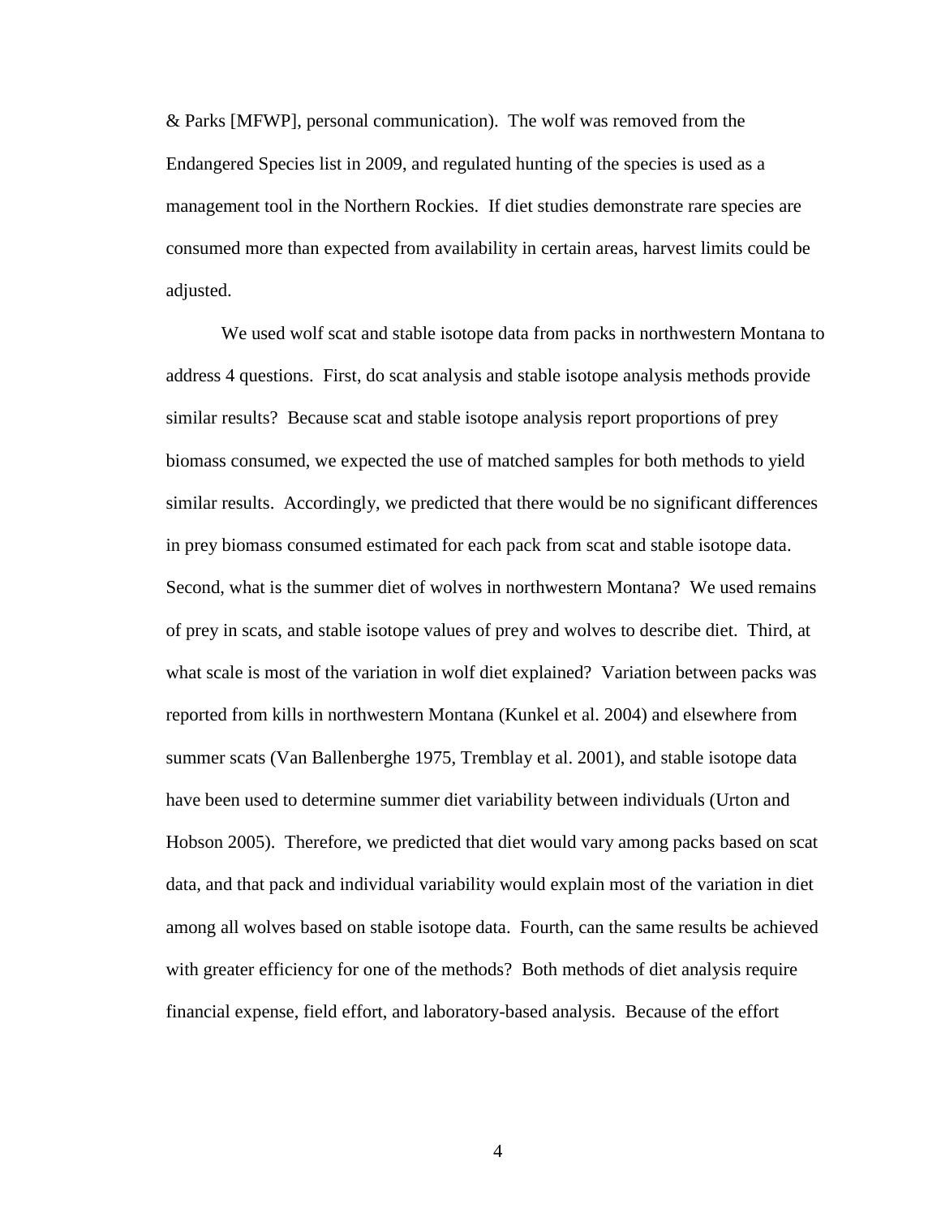& Parks [MFWP], personal communication). The wolf was removed from the Endangered Species list in 2009, and regulated hunting of the species is used as a management tool in the Northern Rockies. If diet studies demonstrate rare species are consumed more than expected from availability in certain areas, harvest limits could be adjusted.

We used wolf scat and stable isotope data from packs in northwestern Montana to address 4 questions. First, do scat analysis and stable isotope analysis methods provide similar results? Because scat and stable isotope analysis report proportions of prey biomass consumed, we expected the use of matched samples for both methods to yield similar results. Accordingly, we predicted that there would be no significant differences in prey biomass consumed estimated for each pack from scat and stable isotope data. Second, what is the summer diet of wolves in northwestern Montana? We used remains of prey in scats, and stable isotope values of prey and wolves to describe diet. Third, at what scale is most of the variation in wolf diet explained? Variation between packs was reported from kills in northwestern Montana (Kunkel et al. 2004) and elsewhere from summer scats (Van Ballenberghe 1975, Tremblay et al. 2001), and stable isotope data have been used to determine summer diet variability between individuals (Urton and Hobson 2005). Therefore, we predicted that diet would vary among packs based on scat data, and that pack and individual variability would explain most of the variation in diet among all wolves based on stable isotope data. Fourth, can the same results be achieved with greater efficiency for one of the methods? Both methods of diet analysis require financial expense, field effort, and laboratory-based analysis. Because of the effort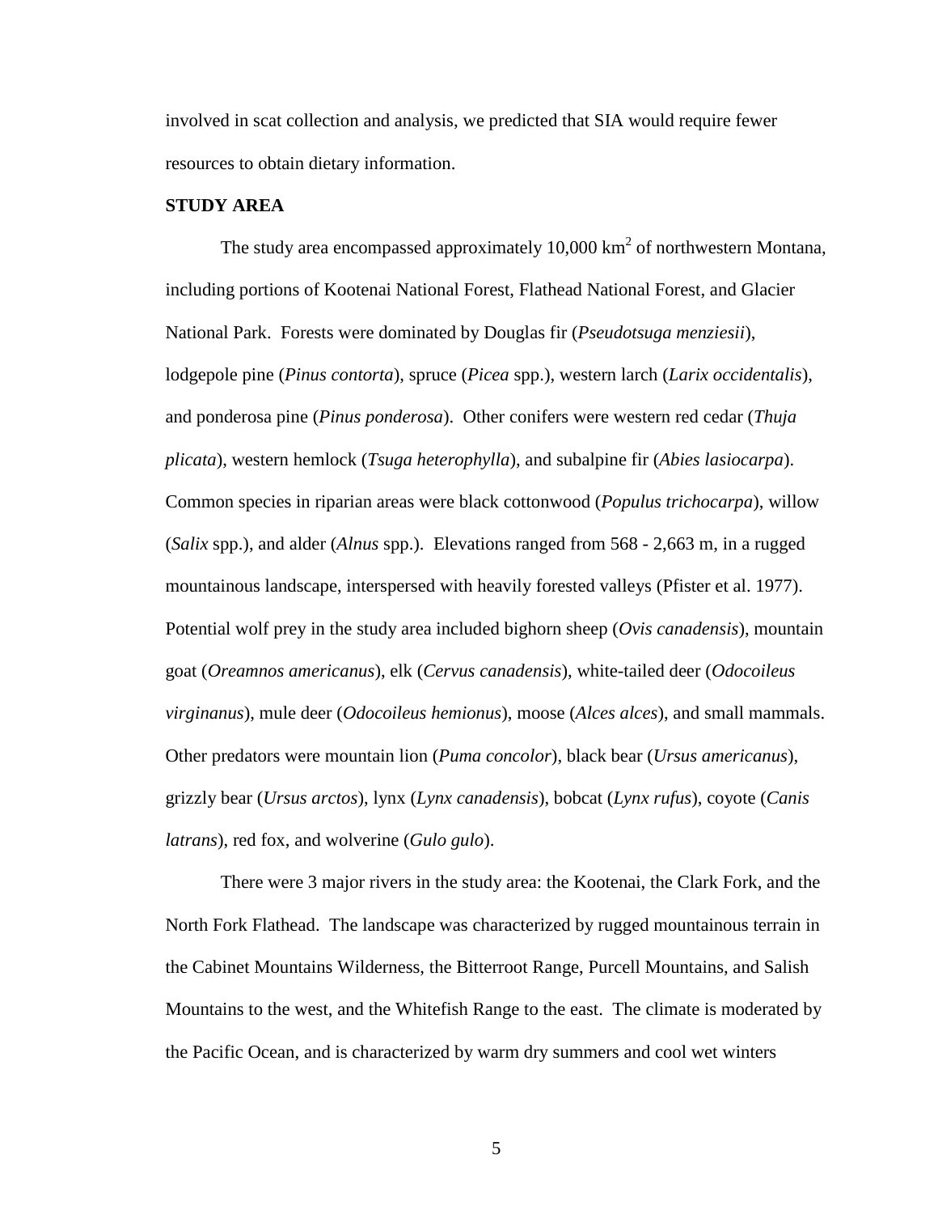involved in scat collection and analysis, we predicted that SIA would require fewer resources to obtain dietary information.

## STUDY AREA

The study area encompassed approximately 10,000 km$^2$ of northwestern Montana, including portions of Kootenai National Forest, Flathead National Forest, and Glacier National Park. Forests were dominated by Douglas fir (*Pseudotsuga menziesii*), lodgepole pine (*Pinus contorta*), spruce (*Picea* spp.), western larch (*Larix occidentalis*), and ponderosa pine (*Pinus ponderosa*). Other conifers were western red cedar (*Thuja plicata*), western hemlock (*Tsuga heterophylla*), and subalpine fir (*Abies lasiocarpa*). Common species in riparian areas were black cottonwood (*Populus trichocarpa*), willow (*Salix* spp.), and alder (*Alnus* spp.). Elevations ranged from 568 - 2,663 m, in a rugged mountainous landscape, interspersed with heavily forested valleys (Pfister et al. 1977). Potential wolf prey in the study area included bighorn sheep (*Ovis canadensis*), mountain goat (*Oreamnos americanus*), elk (*Cervus canadensis*), white-tailed deer (*Odocoileus virginanus*), mule deer (*Odocoileus hemionus*), moose (*Alces alces*), and small mammals. Other predators were mountain lion (*Puma concolor*), black bear (*Ursus americanus*), grizzly bear (*Ursus arctos*), lynx (*Lynx canadensis*), bobcat (*Lynx rufus*), coyote (*Canis latrans*), red fox, and wolverine (*Gulo gulo*).

There were 3 major rivers in the study area: the Kootenai, the Clark Fork, and the North Fork Flathead. The landscape was characterized by rugged mountainous terrain in the Cabinet Mountains Wilderness, the Bitterroot Range, Purcell Mountains, and Salish Mountains to the west, and the Whitefish Range to the east. The climate is moderated by the Pacific Ocean, and is characterized by warm dry summers and cool wet winters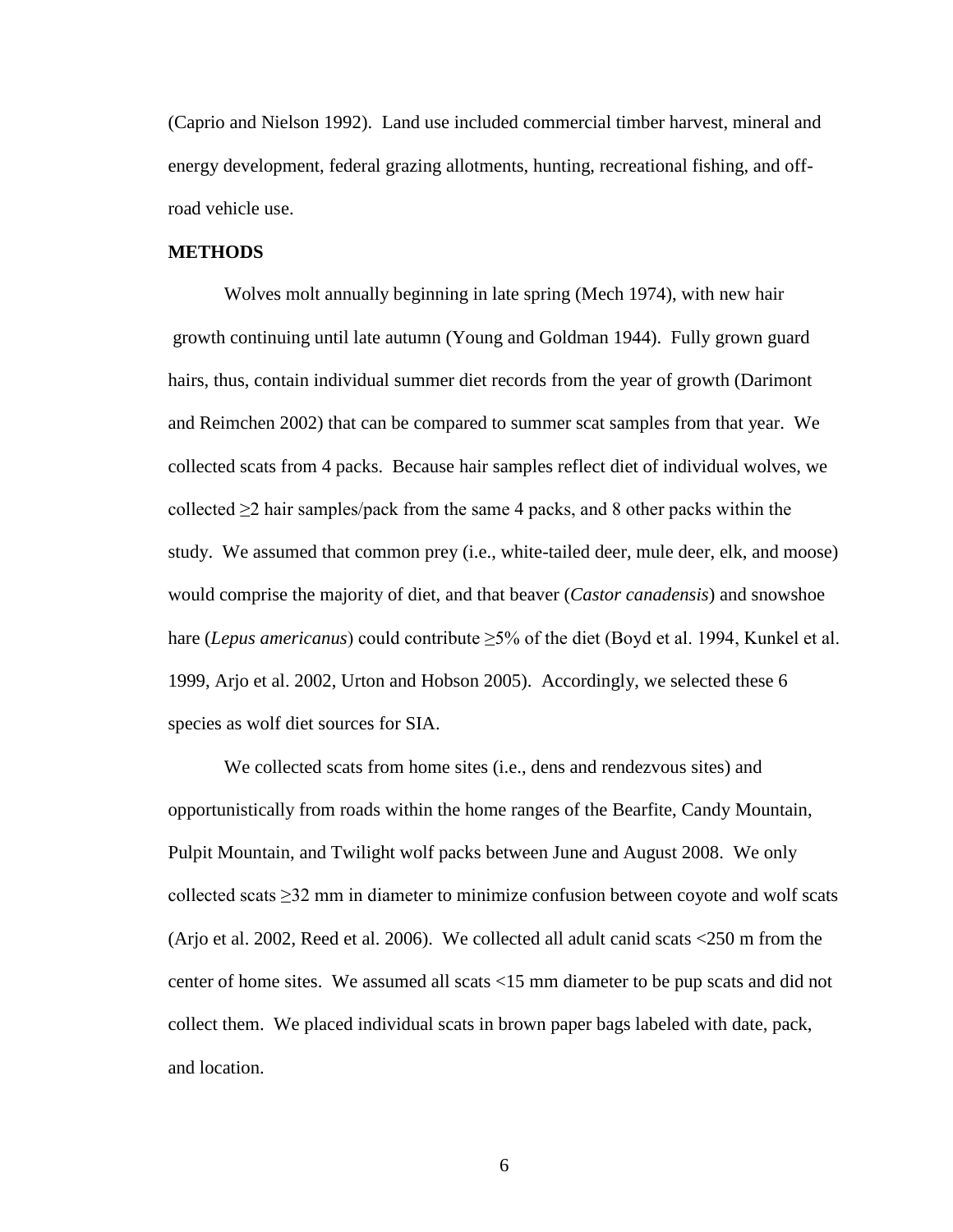(Caprio and Nielson 1992). Land use included commercial timber harvest, mineral and energy development, federal grazing allotments, hunting, recreational fishing, and off-road vehicle use.

## METHODS

Wolves molt annually beginning in late spring (Mech 1974), with new hair growth continuing until late autumn (Young and Goldman 1944). Fully grown guard hairs, thus, contain individual summer diet records from the year of growth (Darimont and Reimchen 2002) that can be compared to summer scat samples from that year. We collected scats from 4 packs. Because hair samples reflect diet of individual wolves, we collected $\geq$2 hair samples/pack from the same 4 packs, and 8 other packs within the study. We assumed that common prey (i.e., white-tailed deer, mule deer, elk, and moose) would comprise the majority of diet, and that beaver (*Castor canadensis*) and snowshoe hare (*Lepus americanus*) could contribute $\geq$5% of the diet (Boyd et al. 1994, Kunkel et al. 1999, Arjo et al. 2002, Urton and Hobson 2005). Accordingly, we selected these 6 species as wolf diet sources for SIA.

We collected scats from home sites (i.e., dens and rendezvous sites) and opportunistically from roads within the home ranges of the Bearfite, Candy Mountain, Pulpit Mountain, and Twilight wolf packs between June and August 2008. We only collected scats $\geq$32 mm in diameter to minimize confusion between coyote and wolf scats (Arjo et al. 2002, Reed et al. 2006). We collected all adult canid scats <250 m from the center of home sites. We assumed all scats <15 mm diameter to be pup scats and did not collect them. We placed individual scats in brown paper bags labeled with date, pack, and location.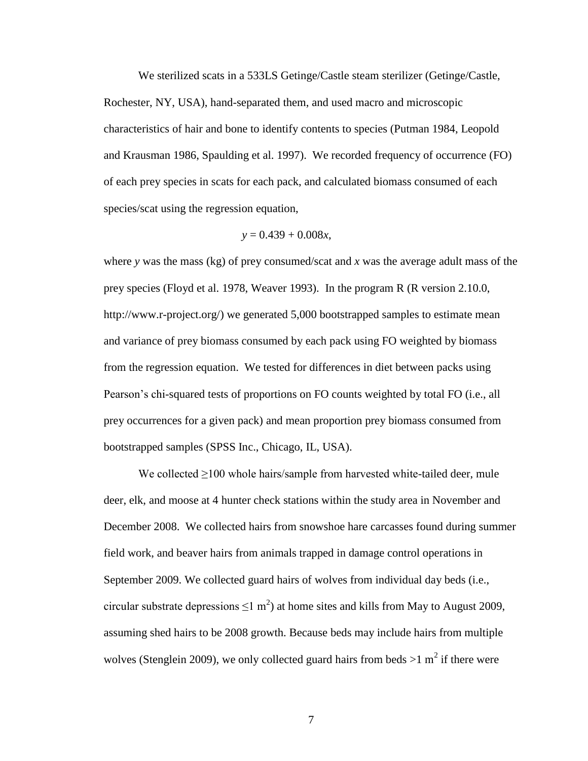We sterilized scats in a 533LS Getinge/Castle steam sterilizer (Getinge/Castle, Rochester, NY, USA), hand-separated them, and used macro and microscopic characteristics of hair and bone to identify contents to species (Putman 1984, Leopold and Krausman 1986, Spaulding et al. 1997). We recorded frequency of occurrence (FO) of each prey species in scats for each pack, and calculated biomass consumed of each species/scat using the regression equation,

$$y = 0.439 + 0.008x,$$

where $y$ was the mass (kg) of prey consumed/scat and $x$ was the average adult mass of the prey species (Floyd et al. 1978, Weaver 1993). In the program R (R version 2.10.0, http://www.r-project.org/) we generated 5,000 bootstrapped samples to estimate mean and variance of prey biomass consumed by each pack using FO weighted by biomass from the regression equation. We tested for differences in diet between packs using Pearson's chi-squared tests of proportions on FO counts weighted by total FO (i.e., all prey occurrences for a given pack) and mean proportion prey biomass consumed from bootstrapped samples (SPSS Inc., Chicago, IL, USA).

We collected ≥100 whole hairs/sample from harvested white-tailed deer, mule deer, elk, and moose at 4 hunter check stations within the study area in November and December 2008. We collected hairs from snowshoe hare carcasses found during summer field work, and beaver hairs from animals trapped in damage control operations in September 2009. We collected guard hairs of wolves from individual day beds (i.e., circular substrate depressions $\leq 1\ m^2$) at home sites and kills from May to August 2009, assuming shed hairs to be 2008 growth. Because beds may include hairs from multiple wolves (Stenglein 2009), we only collected guard hairs from beds $>1\ m^2$ if there were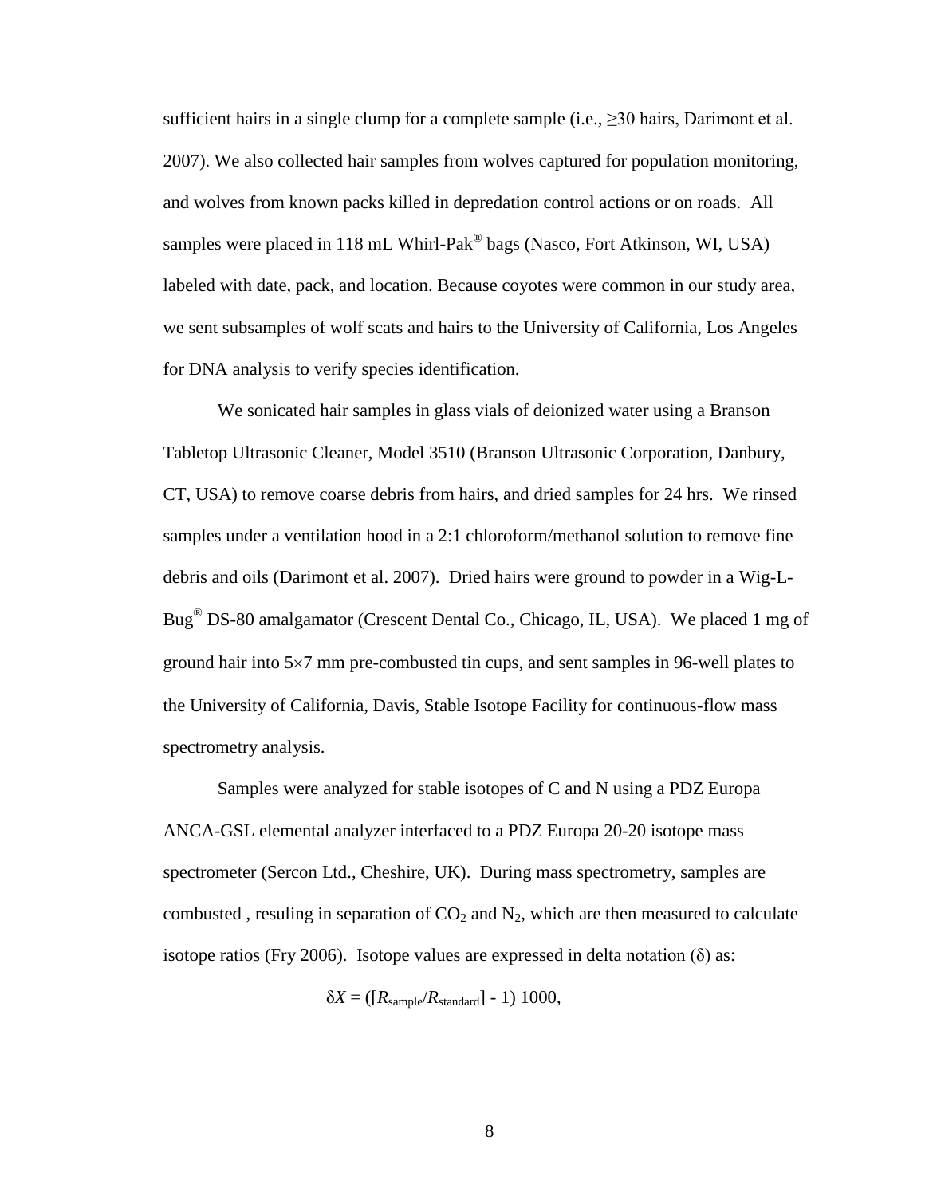sufficient hairs in a single clump for a complete sample (i.e., ≥30 hairs, Darimont et al. 2007). We also collected hair samples from wolves captured for population monitoring, and wolves from known packs killed in depredation control actions or on roads. All samples were placed in 118 mL Whirl-Pak® bags (Nasco, Fort Atkinson, WI, USA) labeled with date, pack, and location. Because coyotes were common in our study area, we sent subsamples of wolf scats and hairs to the University of California, Los Angeles for DNA analysis to verify species identification.

We sonicated hair samples in glass vials of deionized water using a Branson Tabletop Ultrasonic Cleaner, Model 3510 (Branson Ultrasonic Corporation, Danbury, CT, USA) to remove coarse debris from hairs, and dried samples for 24 hrs. We rinsed samples under a ventilation hood in a 2:1 chloroform/methanol solution to remove fine debris and oils (Darimont et al. 2007). Dried hairs were ground to powder in a Wig-L-Bug® DS-80 amalgamator (Crescent Dental Co., Chicago, IL, USA). We placed 1 mg of ground hair into 5×7 mm pre-combusted tin cups, and sent samples in 96-well plates to the University of California, Davis, Stable Isotope Facility for continuous-flow mass spectrometry analysis.

Samples were analyzed for stable isotopes of C and N using a PDZ Europa ANCA-GSL elemental analyzer interfaced to a PDZ Europa 20-20 isotope mass spectrometer (Sercon Ltd., Cheshire, UK). During mass spectrometry, samples are combusted , resuling in separation of $CO_2$ and $N_2$, which are then measured to calculate isotope ratios (Fry 2006). Isotope values are expressed in delta notation ($\delta$) as:

$$\delta X = ([R_{\text{sample}}/R_{\text{standard}}] - 1)\ 1000,$$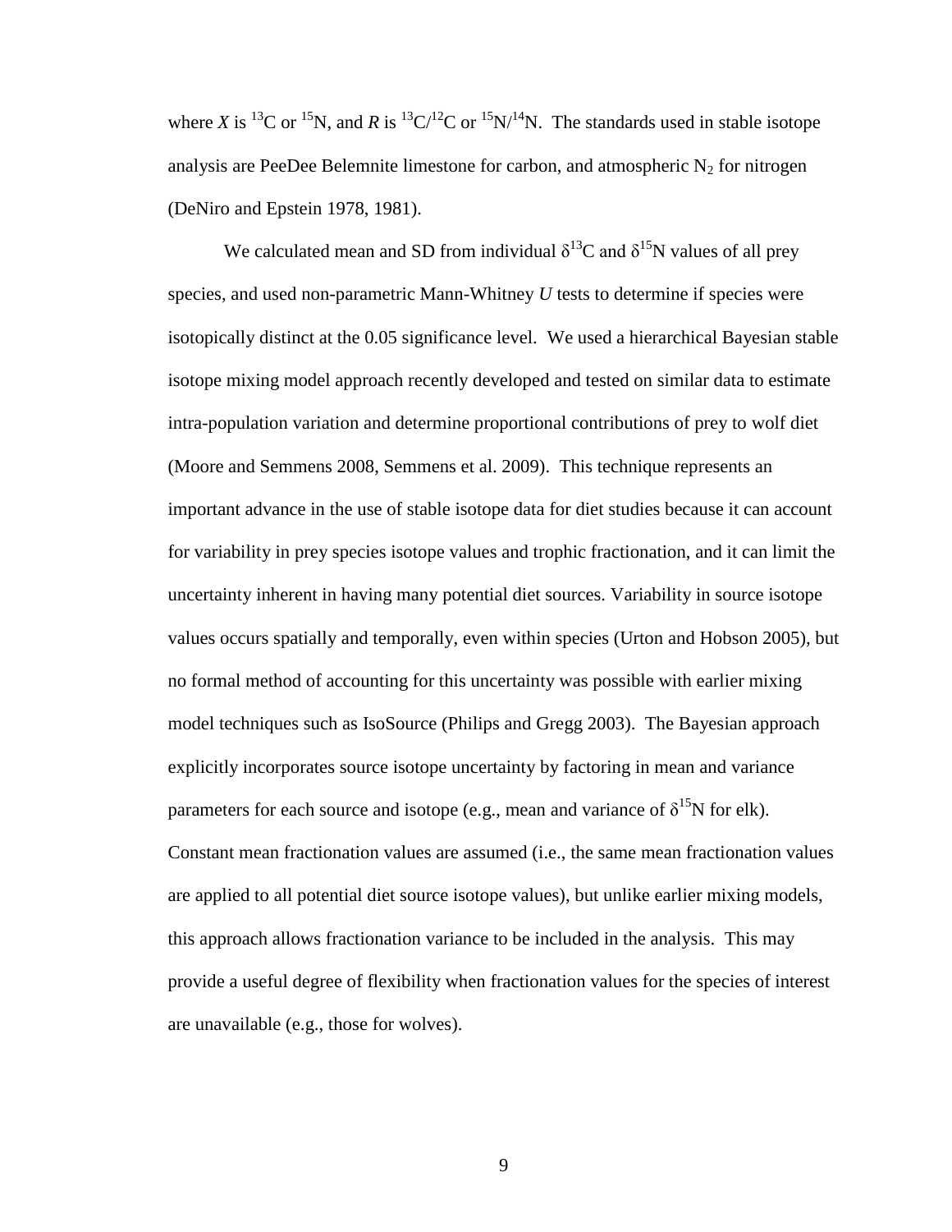where *X* is $^{13}C$ or $^{15}N$, and *R* is $^{13}C/^{12}C$ or $^{15}N/^{14}N$. The standards used in stable isotope analysis are PeeDee Belemnite limestone for carbon, and atmospheric $N_2$ for nitrogen (DeNiro and Epstein 1978, 1981).

We calculated mean and SD from individual $\delta^{13}C$ and $\delta^{15}N$ values of all prey species, and used non-parametric Mann-Whitney *U* tests to determine if species were isotopically distinct at the 0.05 significance level. We used a hierarchical Bayesian stable isotope mixing model approach recently developed and tested on similar data to estimate intra-population variation and determine proportional contributions of prey to wolf diet (Moore and Semmens 2008, Semmens et al. 2009). This technique represents an important advance in the use of stable isotope data for diet studies because it can account for variability in prey species isotope values and trophic fractionation, and it can limit the uncertainty inherent in having many potential diet sources. Variability in source isotope values occurs spatially and temporally, even within species (Urton and Hobson 2005), but no formal method of accounting for this uncertainty was possible with earlier mixing model techniques such as IsoSource (Philips and Gregg 2003). The Bayesian approach explicitly incorporates source isotope uncertainty by factoring in mean and variance parameters for each source and isotope (e.g., mean and variance of $\delta^{15}N$ for elk). Constant mean fractionation values are assumed (i.e., the same mean fractionation values are applied to all potential diet source isotope values), but unlike earlier mixing models, this approach allows fractionation variance to be included in the analysis. This may provide a useful degree of flexibility when fractionation values for the species of interest are unavailable (e.g., those for wolves).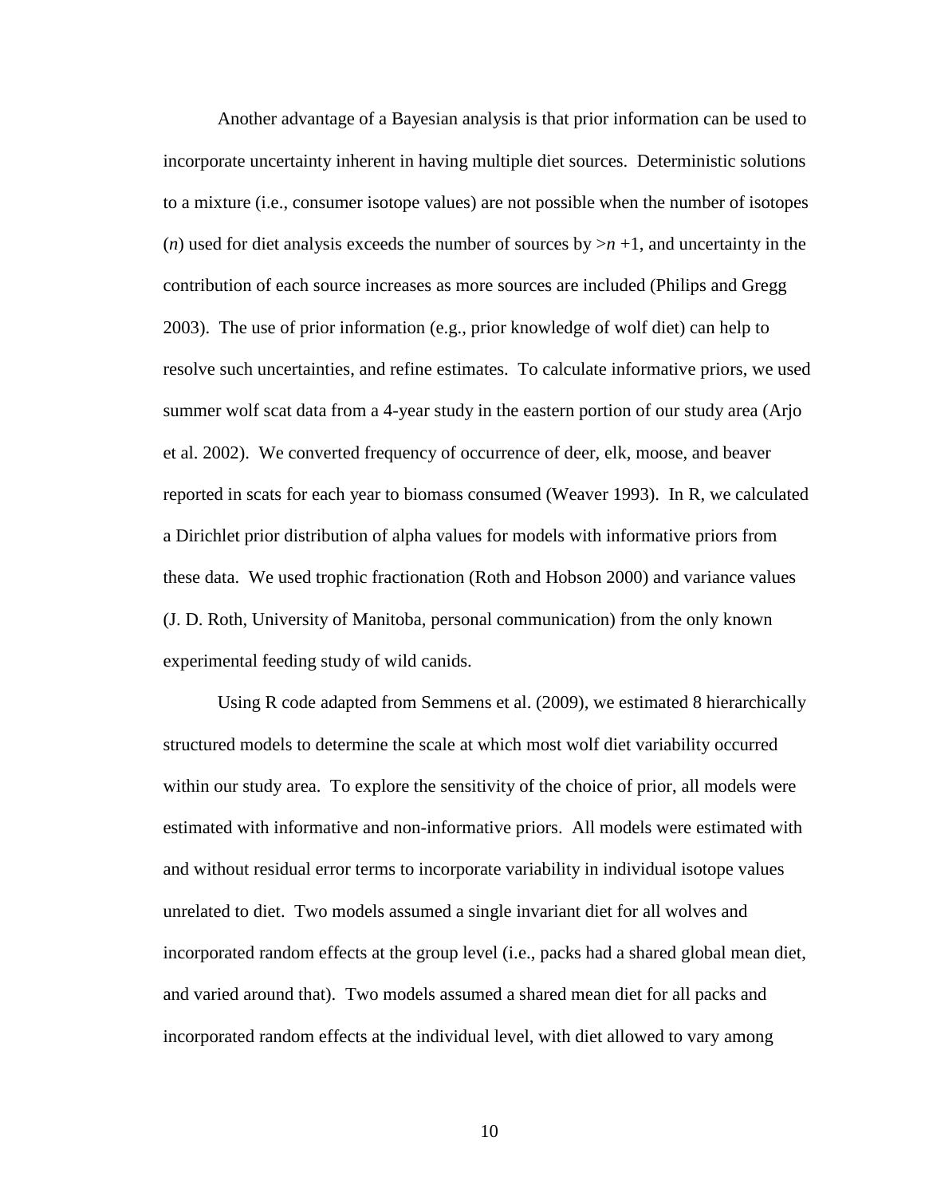Another advantage of a Bayesian analysis is that prior information can be used to incorporate uncertainty inherent in having multiple diet sources. Deterministic solutions to a mixture (i.e., consumer isotope values) are not possible when the number of isotopes ($n$) used for diet analysis exceeds the number of sources by $>n+1$, and uncertainty in the contribution of each source increases as more sources are included (Philips and Gregg 2003). The use of prior information (e.g., prior knowledge of wolf diet) can help to resolve such uncertainties, and refine estimates. To calculate informative priors, we used summer wolf scat data from a 4-year study in the eastern portion of our study area (Arjo et al. 2002). We converted frequency of occurrence of deer, elk, moose, and beaver reported in scats for each year to biomass consumed (Weaver 1993). In R, we calculated a Dirichlet prior distribution of alpha values for models with informative priors from these data. We used trophic fractionation (Roth and Hobson 2000) and variance values (J. D. Roth, University of Manitoba, personal communication) from the only known experimental feeding study of wild canids.

Using R code adapted from Semmens et al. (2009), we estimated 8 hierarchically structured models to determine the scale at which most wolf diet variability occurred within our study area. To explore the sensitivity of the choice of prior, all models were estimated with informative and non-informative priors. All models were estimated with and without residual error terms to incorporate variability in individual isotope values unrelated to diet. Two models assumed a single invariant diet for all wolves and incorporated random effects at the group level (i.e., packs had a shared global mean diet, and varied around that). Two models assumed a shared mean diet for all packs and incorporated random effects at the individual level, with diet allowed to vary among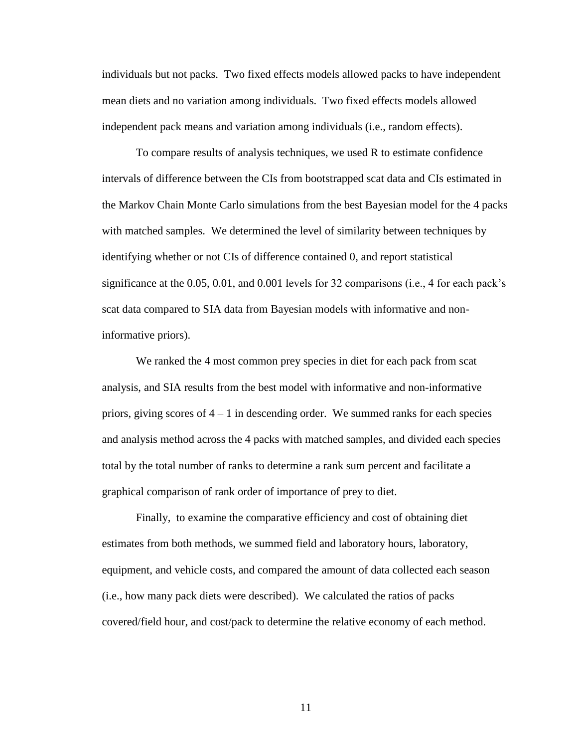individuals but not packs. Two fixed effects models allowed packs to have independent mean diets and no variation among individuals. Two fixed effects models allowed independent pack means and variation among individuals (i.e., random effects).

To compare results of analysis techniques, we used R to estimate confidence intervals of difference between the CIs from bootstrapped scat data and CIs estimated in the Markov Chain Monte Carlo simulations from the best Bayesian model for the 4 packs with matched samples. We determined the level of similarity between techniques by identifying whether or not CIs of difference contained 0, and report statistical significance at the 0.05, 0.01, and 0.001 levels for 32 comparisons (i.e., 4 for each pack's scat data compared to SIA data from Bayesian models with informative and non-informative priors).

We ranked the 4 most common prey species in diet for each pack from scat analysis, and SIA results from the best model with informative and non-informative priors, giving scores of 4 – 1 in descending order. We summed ranks for each species and analysis method across the 4 packs with matched samples, and divided each species total by the total number of ranks to determine a rank sum percent and facilitate a graphical comparison of rank order of importance of prey to diet.

Finally, to examine the comparative efficiency and cost of obtaining diet estimates from both methods, we summed field and laboratory hours, laboratory, equipment, and vehicle costs, and compared the amount of data collected each season (i.e., how many pack diets were described). We calculated the ratios of packs covered/field hour, and cost/pack to determine the relative economy of each method.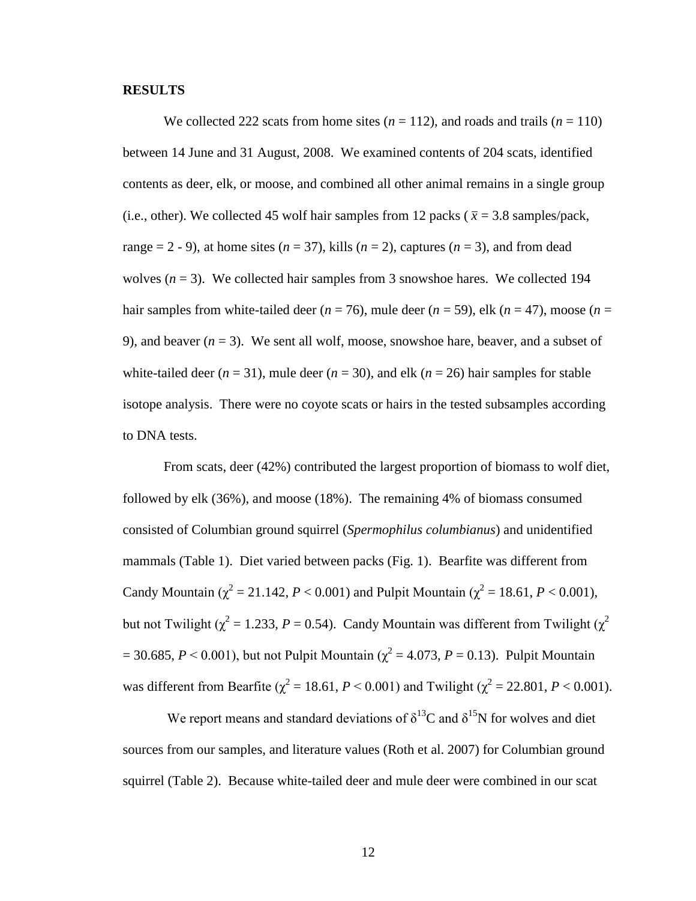**RESULTS**

We collected 222 scats from home sites ($n$ = 112), and roads and trails ($n$ = 110) between 14 June and 31 August, 2008. We examined contents of 204 scats, identified contents as deer, elk, or moose, and combined all other animal remains in a single group (i.e., other). We collected 45 wolf hair samples from 12 packs ( $\bar{x}$ = 3.8 samples/pack, range = 2 - 9), at home sites ($n$ = 37), kills ($n$ = 2), captures ($n$ = 3), and from dead wolves ($n$ = 3). We collected hair samples from 3 snowshoe hares. We collected 194 hair samples from white-tailed deer ($n$ = 76), mule deer ($n$ = 59), elk ($n$ = 47), moose ($n$ = 9), and beaver ($n$ = 3). We sent all wolf, moose, snowshoe hare, beaver, and a subset of white-tailed deer ($n$ = 31), mule deer ($n$ = 30), and elk ($n$ = 26) hair samples for stable isotope analysis. There were no coyote scats or hairs in the tested subsamples according to DNA tests.

From scats, deer (42%) contributed the largest proportion of biomass to wolf diet, followed by elk (36%), and moose (18%). The remaining 4% of biomass consumed consisted of Columbian ground squirrel (*Spermophilus columbianus*) and unidentified mammals (Table 1). Diet varied between packs (Fig. 1). Bearfite was different from Candy Mountain ($\chi^2$ = 21.142, $P$ < 0.001) and Pulpit Mountain ($\chi^2$ = 18.61, $P$ < 0.001), but not Twilight ($\chi^2$ = 1.233, $P$ = 0.54). Candy Mountain was different from Twilight ($\chi^2$ = 30.685, $P$ < 0.001), but not Pulpit Mountain ($\chi^2$ = 4.073, $P$ = 0.13). Pulpit Mountain was different from Bearfite ($\chi^2$ = 18.61, $P$ < 0.001) and Twilight ($\chi^2$ = 22.801, $P$ < 0.001).

We report means and standard deviations of $\delta^{13}$C and $\delta^{15}$N for wolves and diet sources from our samples, and literature values (Roth et al. 2007) for Columbian ground squirrel (Table 2). Because white-tailed deer and mule deer were combined in our scat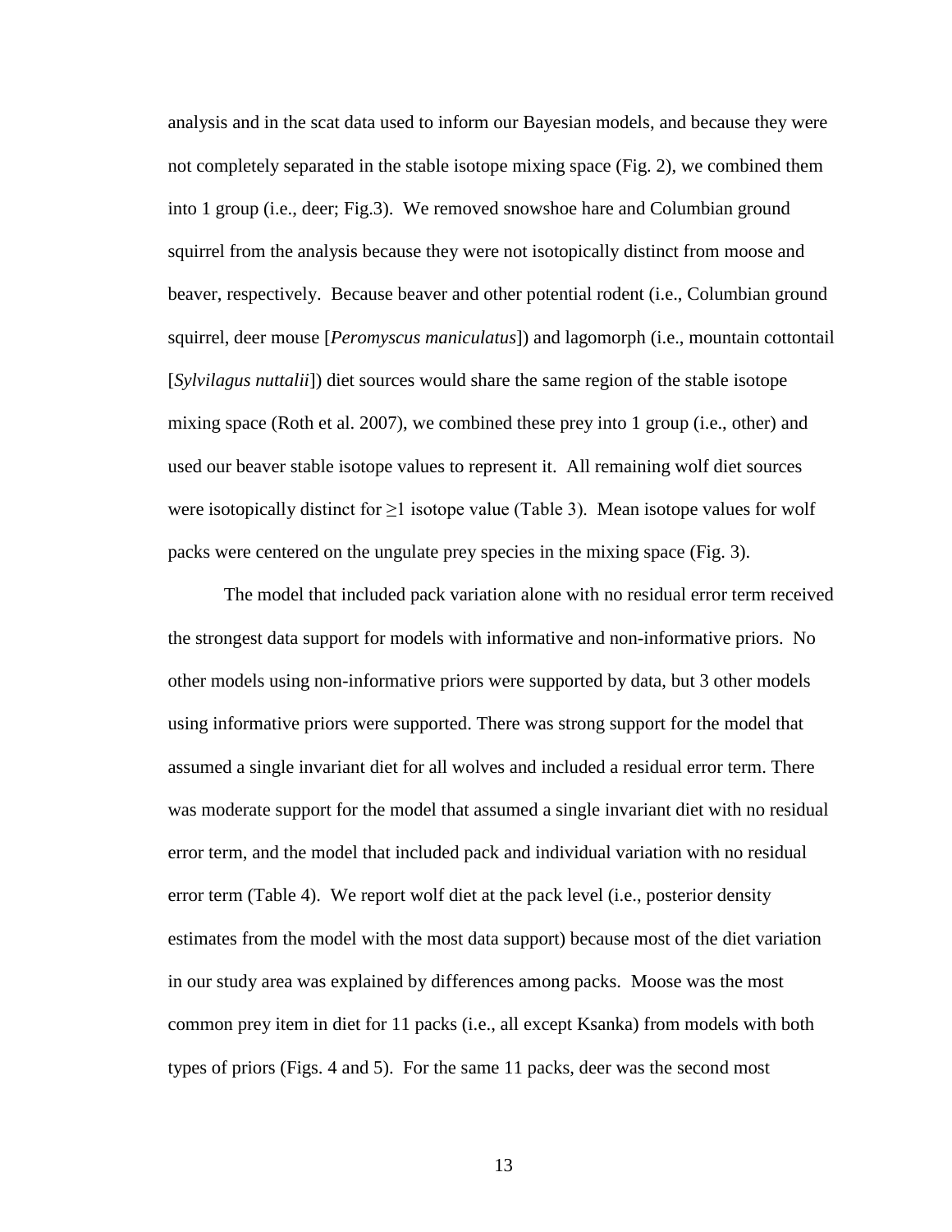analysis and in the scat data used to inform our Bayesian models, and because they were not completely separated in the stable isotope mixing space (Fig. 2), we combined them into 1 group (i.e., deer; Fig.3). We removed snowshoe hare and Columbian ground squirrel from the analysis because they were not isotopically distinct from moose and beaver, respectively. Because beaver and other potential rodent (i.e., Columbian ground squirrel, deer mouse [*Peromyscus maniculatus*]) and lagomorph (i.e., mountain cottontail [*Sylvilagus nuttalii*]) diet sources would share the same region of the stable isotope mixing space (Roth et al. 2007), we combined these prey into 1 group (i.e., other) and used our beaver stable isotope values to represent it. All remaining wolf diet sources were isotopically distinct for $\geq 1$ isotope value (Table 3). Mean isotope values for wolf packs were centered on the ungulate prey species in the mixing space (Fig. 3).

The model that included pack variation alone with no residual error term received the strongest data support for models with informative and non-informative priors. No other models using non-informative priors were supported by data, but 3 other models using informative priors were supported. There was strong support for the model that assumed a single invariant diet for all wolves and included a residual error term. There was moderate support for the model that assumed a single invariant diet with no residual error term, and the model that included pack and individual variation with no residual error term (Table 4). We report wolf diet at the pack level (i.e., posterior density estimates from the model with the most data support) because most of the diet variation in our study area was explained by differences among packs. Moose was the most common prey item in diet for 11 packs (i.e., all except Ksanka) from models with both types of priors (Figs. 4 and 5). For the same 11 packs, deer was the second most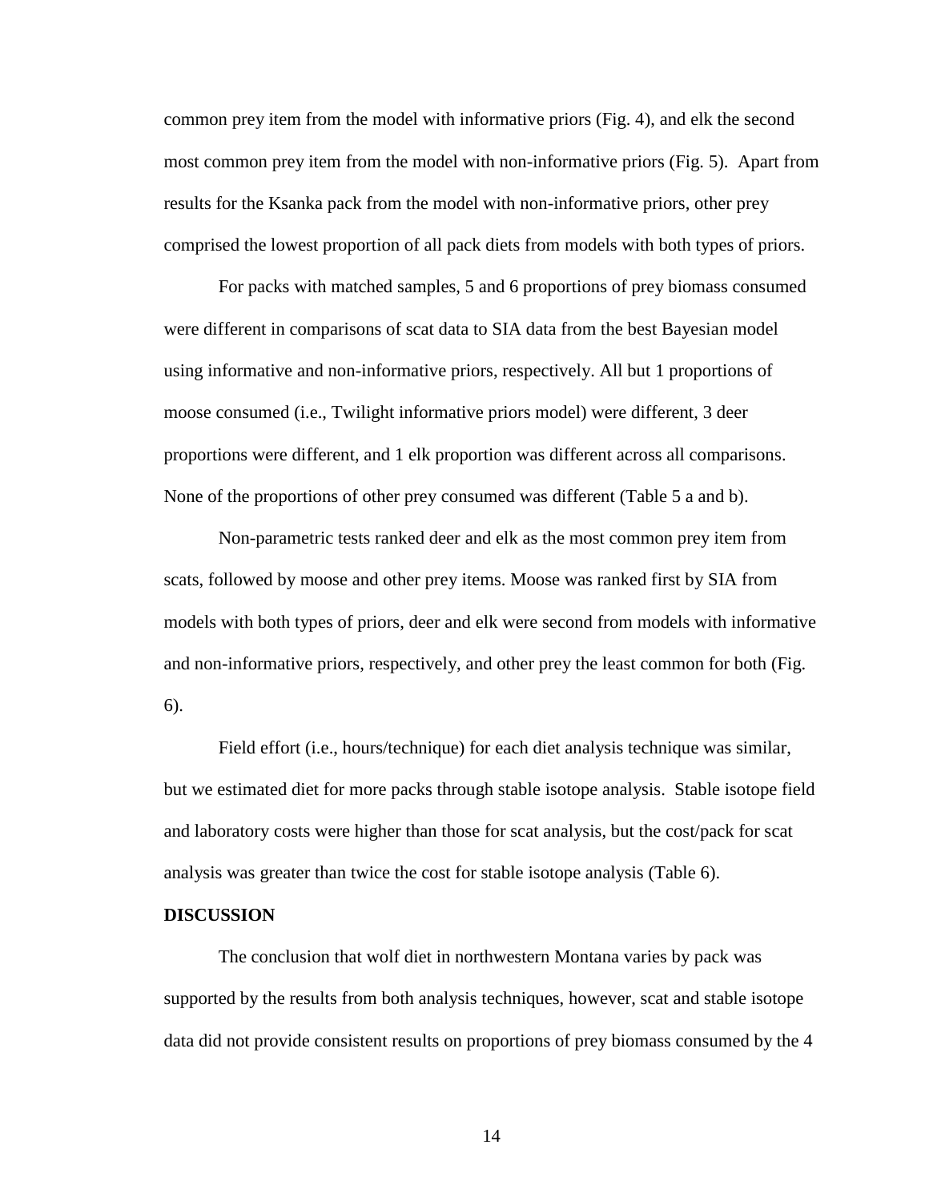common prey item from the model with informative priors (Fig. 4), and elk the second most common prey item from the model with non-informative priors (Fig. 5). Apart from results for the Ksanka pack from the model with non-informative priors, other prey comprised the lowest proportion of all pack diets from models with both types of priors.

For packs with matched samples, 5 and 6 proportions of prey biomass consumed were different in comparisons of scat data to SIA data from the best Bayesian model using informative and non-informative priors, respectively. All but 1 proportions of moose consumed (i.e., Twilight informative priors model) were different, 3 deer proportions were different, and 1 elk proportion was different across all comparisons. None of the proportions of other prey consumed was different (Table 5 a and b).

Non-parametric tests ranked deer and elk as the most common prey item from scats, followed by moose and other prey items. Moose was ranked first by SIA from models with both types of priors, deer and elk were second from models with informative and non-informative priors, respectively, and other prey the least common for both (Fig. 6).

Field effort (i.e., hours/technique) for each diet analysis technique was similar, but we estimated diet for more packs through stable isotope analysis. Stable isotope field and laboratory costs were higher than those for scat analysis, but the cost/pack for scat analysis was greater than twice the cost for stable isotope analysis (Table 6).

**DISCUSSION**

The conclusion that wolf diet in northwestern Montana varies by pack was supported by the results from both analysis techniques, however, scat and stable isotope data did not provide consistent results on proportions of prey biomass consumed by the 4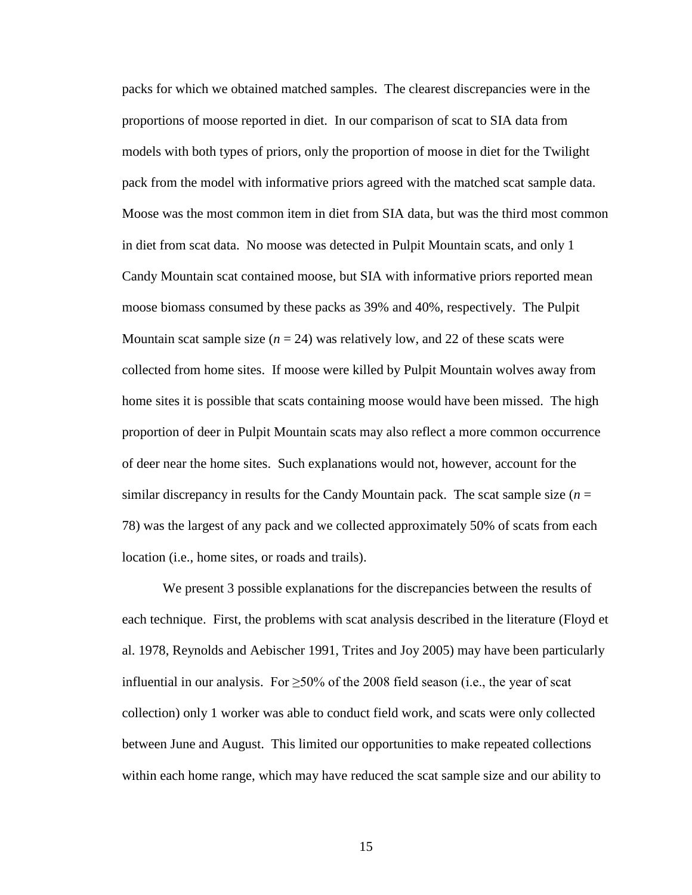packs for which we obtained matched samples. The clearest discrepancies were in the proportions of moose reported in diet. In our comparison of scat to SIA data from models with both types of priors, only the proportion of moose in diet for the Twilight pack from the model with informative priors agreed with the matched scat sample data. Moose was the most common item in diet from SIA data, but was the third most common in diet from scat data. No moose was detected in Pulpit Mountain scats, and only 1 Candy Mountain scat contained moose, but SIA with informative priors reported mean moose biomass consumed by these packs as 39% and 40%, respectively. The Pulpit Mountain scat sample size ($n$ = 24) was relatively low, and 22 of these scats were collected from home sites. If moose were killed by Pulpit Mountain wolves away from home sites it is possible that scats containing moose would have been missed. The high proportion of deer in Pulpit Mountain scats may also reflect a more common occurrence of deer near the home sites. Such explanations would not, however, account for the similar discrepancy in results for the Candy Mountain pack. The scat sample size ($n$ = 78) was the largest of any pack and we collected approximately 50% of scats from each location (i.e., home sites, or roads and trails).

We present 3 possible explanations for the discrepancies between the results of each technique. First, the problems with scat analysis described in the literature (Floyd et al. 1978, Reynolds and Aebischer 1991, Trites and Joy 2005) may have been particularly influential in our analysis. For ≥50% of the 2008 field season (i.e., the year of scat collection) only 1 worker was able to conduct field work, and scats were only collected between June and August. This limited our opportunities to make repeated collections within each home range, which may have reduced the scat sample size and our ability to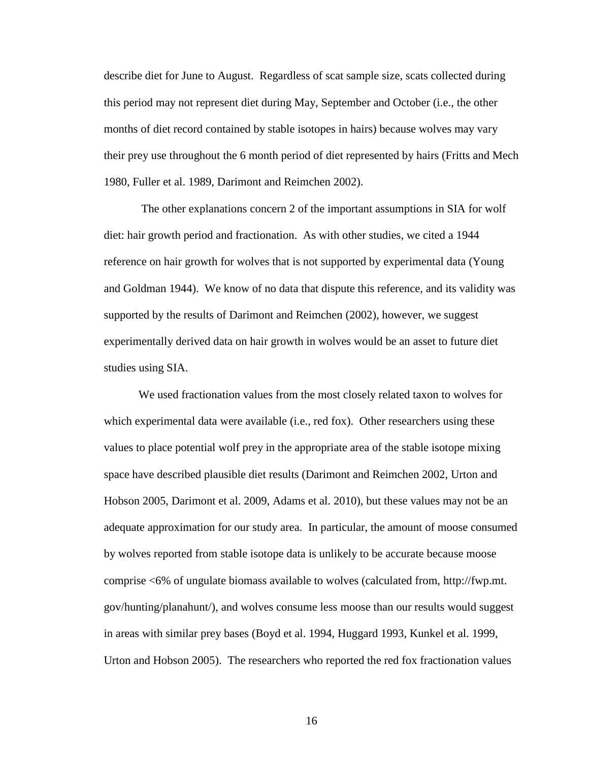describe diet for June to August. Regardless of scat sample size, scats collected during this period may not represent diet during May, September and October (i.e., the other months of diet record contained by stable isotopes in hairs) because wolves may vary their prey use throughout the 6 month period of diet represented by hairs (Fritts and Mech 1980, Fuller et al. 1989, Darimont and Reimchen 2002).

The other explanations concern 2 of the important assumptions in SIA for wolf diet: hair growth period and fractionation. As with other studies, we cited a 1944 reference on hair growth for wolves that is not supported by experimental data (Young and Goldman 1944). We know of no data that dispute this reference, and its validity was supported by the results of Darimont and Reimchen (2002), however, we suggest experimentally derived data on hair growth in wolves would be an asset to future diet studies using SIA.

We used fractionation values from the most closely related taxon to wolves for which experimental data were available (i.e., red fox). Other researchers using these values to place potential wolf prey in the appropriate area of the stable isotope mixing space have described plausible diet results (Darimont and Reimchen 2002, Urton and Hobson 2005, Darimont et al. 2009, Adams et al. 2010), but these values may not be an adequate approximation for our study area. In particular, the amount of moose consumed by wolves reported from stable isotope data is unlikely to be accurate because moose comprise <6% of ungulate biomass available to wolves (calculated from, http://fwp.mt.gov/hunting/planahunt/), and wolves consume less moose than our results would suggest in areas with similar prey bases (Boyd et al. 1994, Huggard 1993, Kunkel et al. 1999, Urton and Hobson 2005). The researchers who reported the red fox fractionation values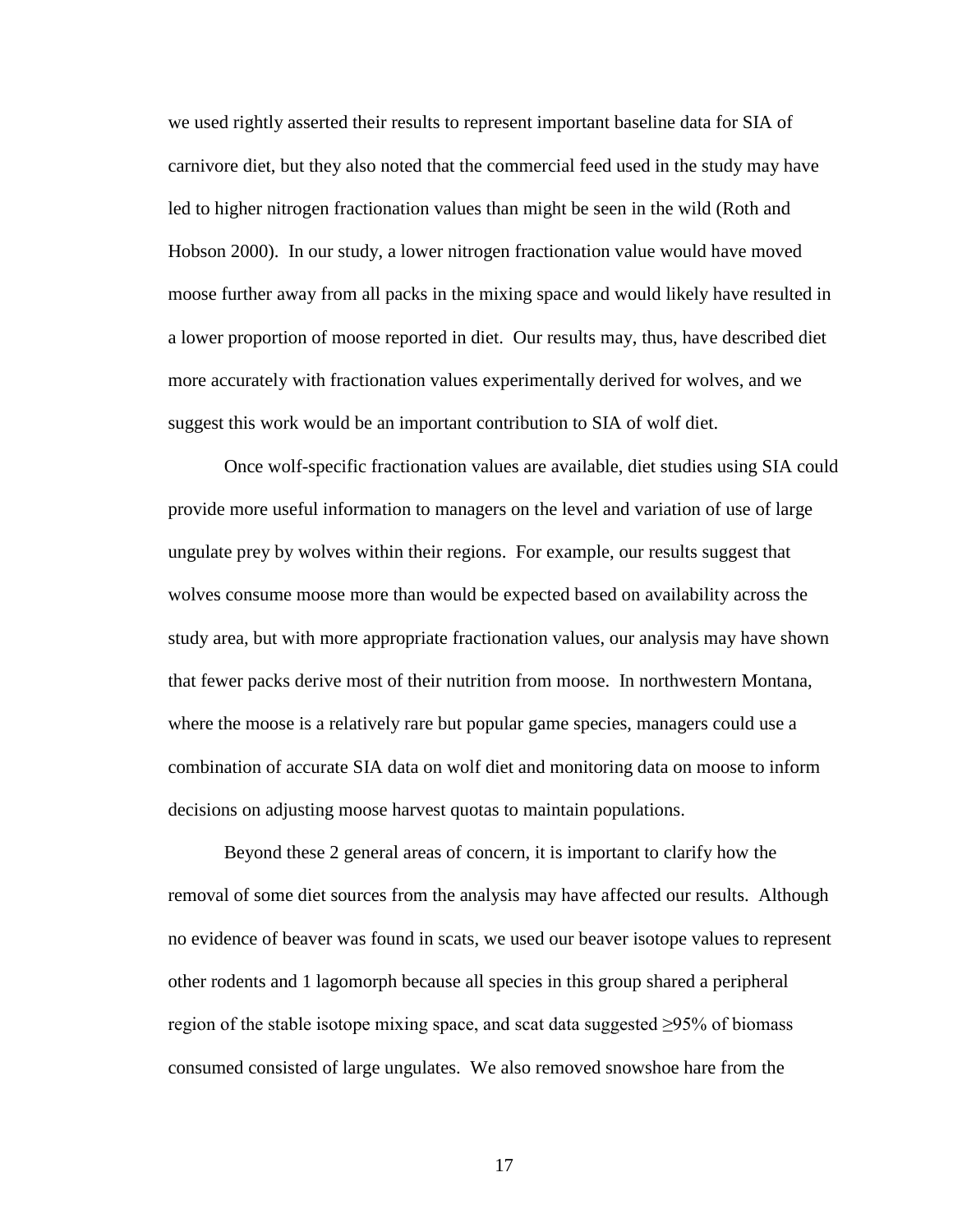we used rightly asserted their results to represent important baseline data for SIA of carnivore diet, but they also noted that the commercial feed used in the study may have led to higher nitrogen fractionation values than might be seen in the wild (Roth and Hobson 2000). In our study, a lower nitrogen fractionation value would have moved moose further away from all packs in the mixing space and would likely have resulted in a lower proportion of moose reported in diet. Our results may, thus, have described diet more accurately with fractionation values experimentally derived for wolves, and we suggest this work would be an important contribution to SIA of wolf diet.

Once wolf-specific fractionation values are available, diet studies using SIA could provide more useful information to managers on the level and variation of use of large ungulate prey by wolves within their regions. For example, our results suggest that wolves consume moose more than would be expected based on availability across the study area, but with more appropriate fractionation values, our analysis may have shown that fewer packs derive most of their nutrition from moose. In northwestern Montana, where the moose is a relatively rare but popular game species, managers could use a combination of accurate SIA data on wolf diet and monitoring data on moose to inform decisions on adjusting moose harvest quotas to maintain populations.

Beyond these 2 general areas of concern, it is important to clarify how the removal of some diet sources from the analysis may have affected our results. Although no evidence of beaver was found in scats, we used our beaver isotope values to represent other rodents and 1 lagomorph because all species in this group shared a peripheral region of the stable isotope mixing space, and scat data suggested ≥95% of biomass consumed consisted of large ungulates. We also removed snowshoe hare from the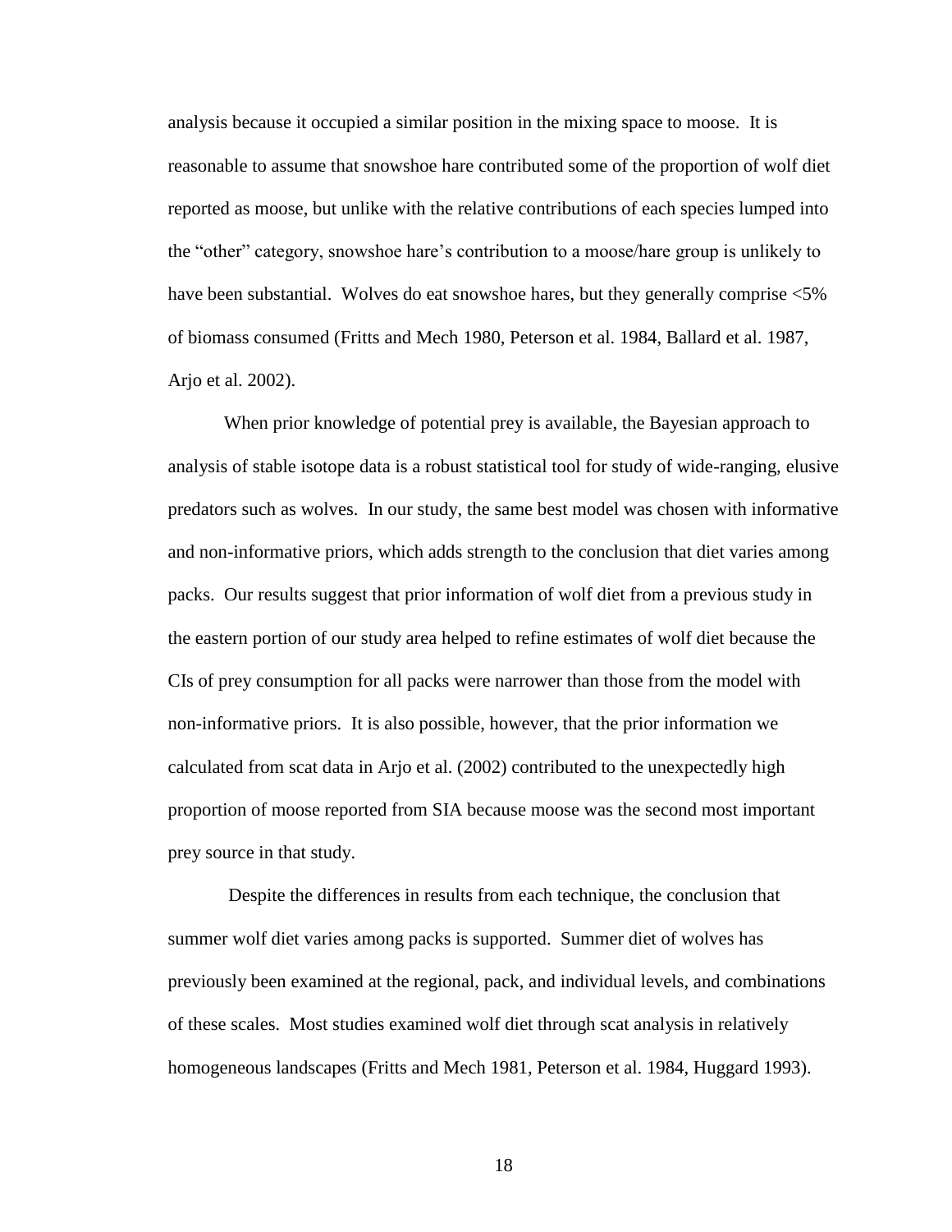analysis because it occupied a similar position in the mixing space to moose. It is reasonable to assume that snowshoe hare contributed some of the proportion of wolf diet reported as moose, but unlike with the relative contributions of each species lumped into the "other" category, snowshoe hare's contribution to a moose/hare group is unlikely to have been substantial. Wolves do eat snowshoe hares, but they generally comprise <5% of biomass consumed (Fritts and Mech 1980, Peterson et al. 1984, Ballard et al. 1987, Arjo et al. 2002).

When prior knowledge of potential prey is available, the Bayesian approach to analysis of stable isotope data is a robust statistical tool for study of wide-ranging, elusive predators such as wolves. In our study, the same best model was chosen with informative and non-informative priors, which adds strength to the conclusion that diet varies among packs. Our results suggest that prior information of wolf diet from a previous study in the eastern portion of our study area helped to refine estimates of wolf diet because the CIs of prey consumption for all packs were narrower than those from the model with non-informative priors. It is also possible, however, that the prior information we calculated from scat data in Arjo et al. (2002) contributed to the unexpectedly high proportion of moose reported from SIA because moose was the second most important prey source in that study.

Despite the differences in results from each technique, the conclusion that summer wolf diet varies among packs is supported. Summer diet of wolves has previously been examined at the regional, pack, and individual levels, and combinations of these scales. Most studies examined wolf diet through scat analysis in relatively homogeneous landscapes (Fritts and Mech 1981, Peterson et al. 1984, Huggard 1993).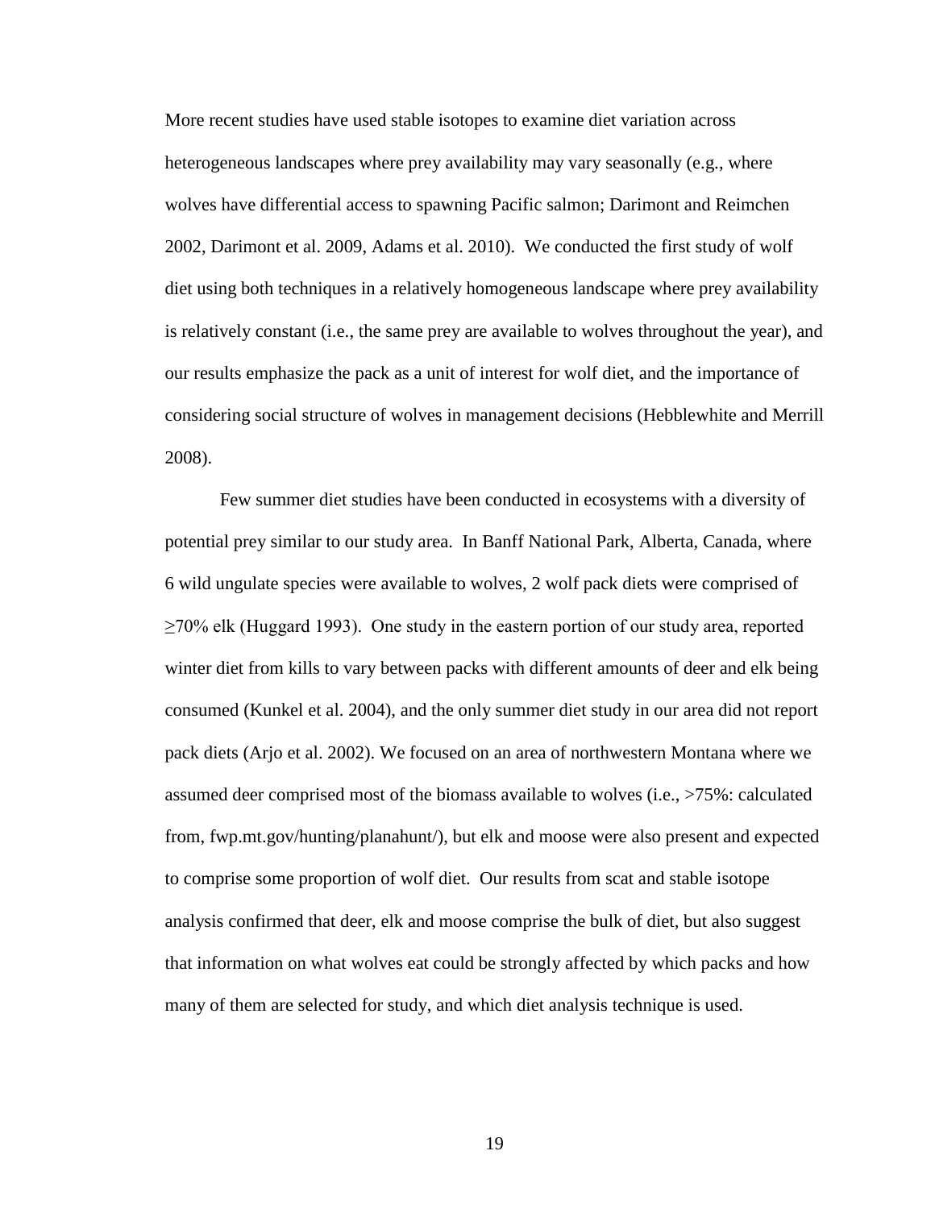More recent studies have used stable isotopes to examine diet variation across heterogeneous landscapes where prey availability may vary seasonally (e.g., where wolves have differential access to spawning Pacific salmon; Darimont and Reimchen 2002, Darimont et al. 2009, Adams et al. 2010). We conducted the first study of wolf diet using both techniques in a relatively homogeneous landscape where prey availability is relatively constant (i.e., the same prey are available to wolves throughout the year), and our results emphasize the pack as a unit of interest for wolf diet, and the importance of considering social structure of wolves in management decisions (Hebblewhite and Merrill 2008).

Few summer diet studies have been conducted in ecosystems with a diversity of potential prey similar to our study area. In Banff National Park, Alberta, Canada, where 6 wild ungulate species were available to wolves, 2 wolf pack diets were comprised of ≥70% elk (Huggard 1993). One study in the eastern portion of our study area, reported winter diet from kills to vary between packs with different amounts of deer and elk being consumed (Kunkel et al. 2004), and the only summer diet study in our area did not report pack diets (Arjo et al. 2002). We focused on an area of northwestern Montana where we assumed deer comprised most of the biomass available to wolves (i.e., >75%: calculated from, fwp.mt.gov/hunting/planahunt/), but elk and moose were also present and expected to comprise some proportion of wolf diet. Our results from scat and stable isotope analysis confirmed that deer, elk and moose comprise the bulk of diet, but also suggest that information on what wolves eat could be strongly affected by which packs and how many of them are selected for study, and which diet analysis technique is used.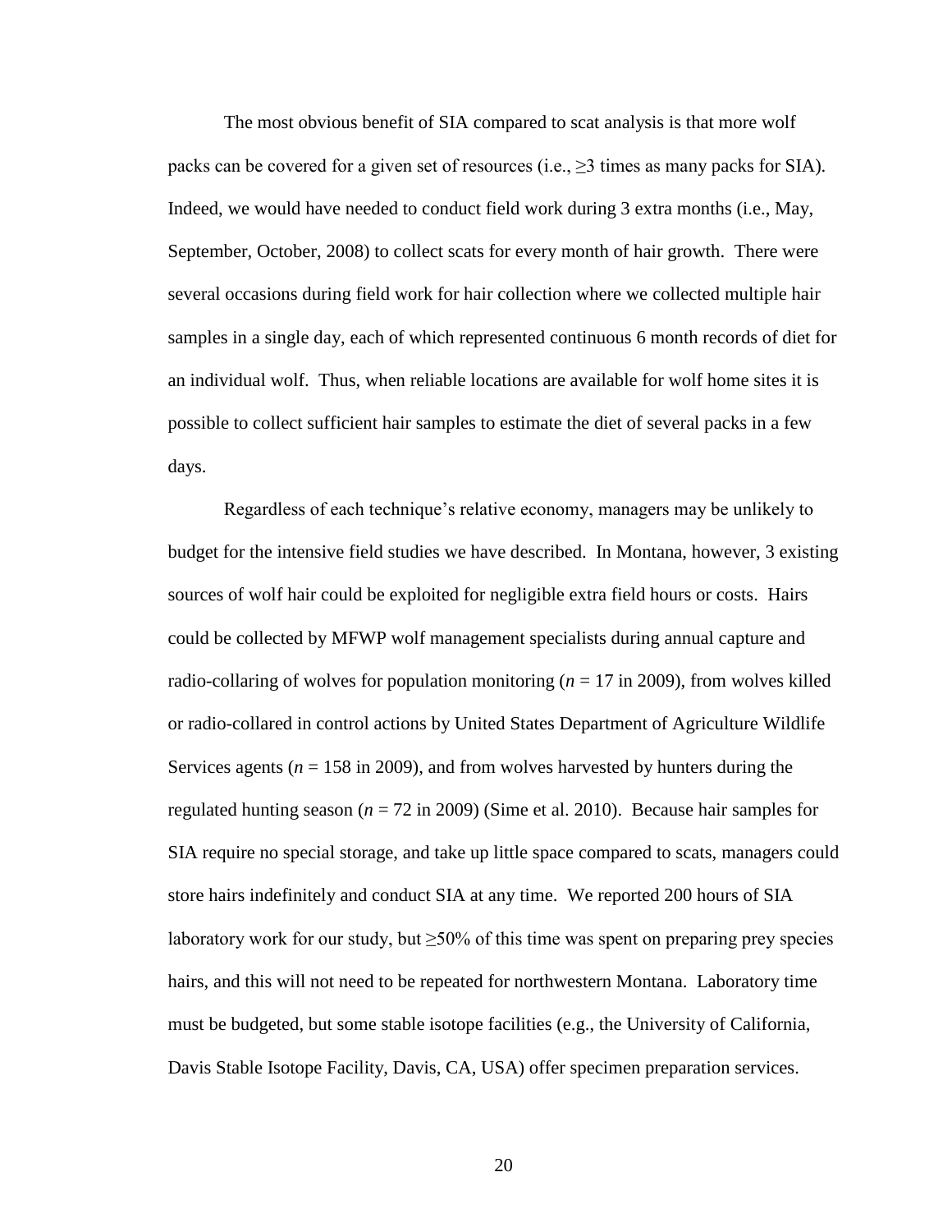The most obvious benefit of SIA compared to scat analysis is that more wolf packs can be covered for a given set of resources (i.e., ≥3 times as many packs for SIA). Indeed, we would have needed to conduct field work during 3 extra months (i.e., May, September, October, 2008) to collect scats for every month of hair growth. There were several occasions during field work for hair collection where we collected multiple hair samples in a single day, each of which represented continuous 6 month records of diet for an individual wolf. Thus, when reliable locations are available for wolf home sites it is possible to collect sufficient hair samples to estimate the diet of several packs in a few days.

Regardless of each technique's relative economy, managers may be unlikely to budget for the intensive field studies we have described. In Montana, however, 3 existing sources of wolf hair could be exploited for negligible extra field hours or costs. Hairs could be collected by MFWP wolf management specialists during annual capture and radio-collaring of wolves for population monitoring ($n$ = 17 in 2009), from wolves killed or radio-collared in control actions by United States Department of Agriculture Wildlife Services agents ($n$ = 158 in 2009), and from wolves harvested by hunters during the regulated hunting season ($n$ = 72 in 2009) (Sime et al. 2010). Because hair samples for SIA require no special storage, and take up little space compared to scats, managers could store hairs indefinitely and conduct SIA at any time. We reported 200 hours of SIA laboratory work for our study, but ≥50% of this time was spent on preparing prey species hairs, and this will not need to be repeated for northwestern Montana. Laboratory time must be budgeted, but some stable isotope facilities (e.g., the University of California, Davis Stable Isotope Facility, Davis, CA, USA) offer specimen preparation services.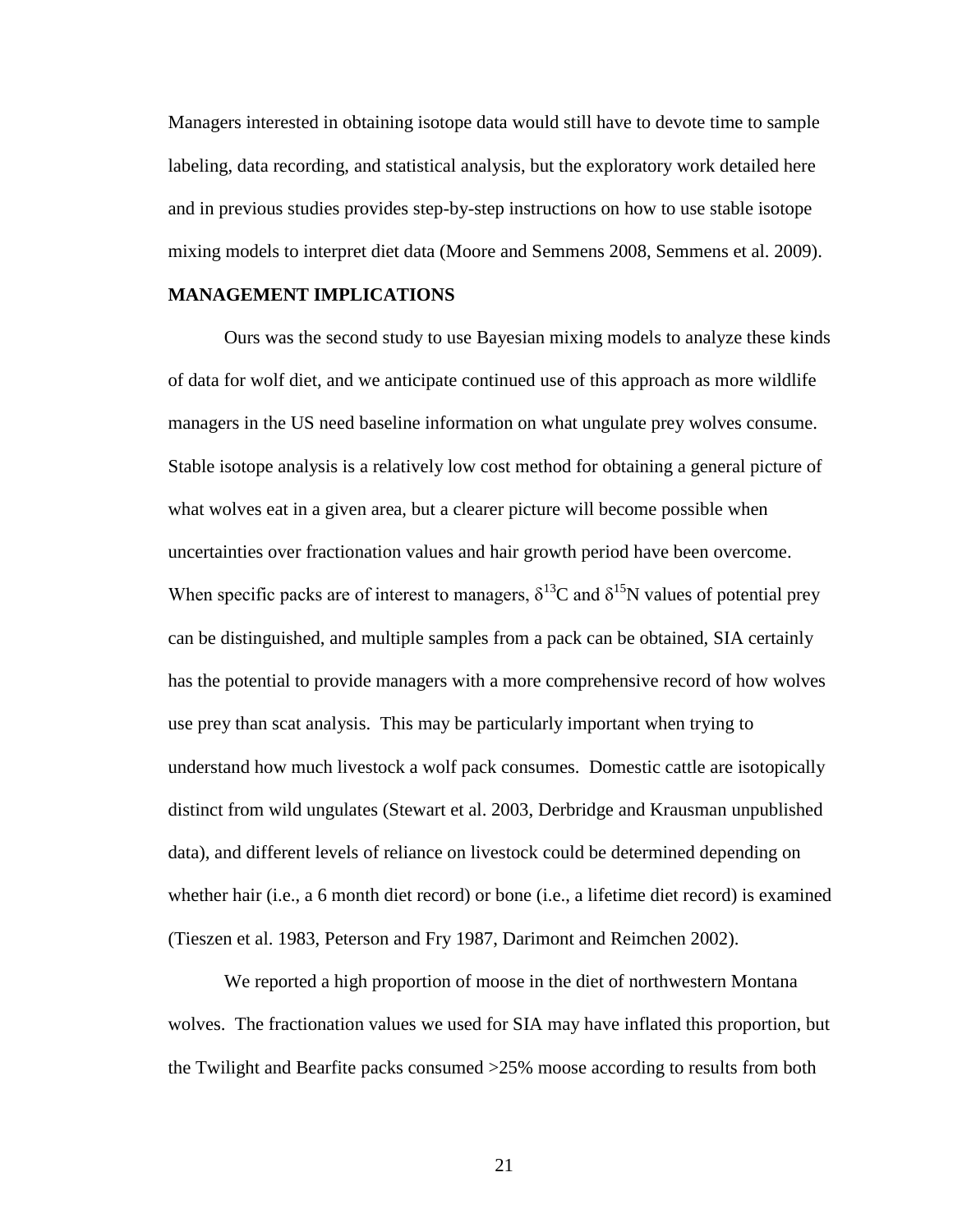Managers interested in obtaining isotope data would still have to devote time to sample labeling, data recording, and statistical analysis, but the exploratory work detailed here and in previous studies provides step-by-step instructions on how to use stable isotope mixing models to interpret diet data (Moore and Semmens 2008, Semmens et al. 2009).

## MANAGEMENT IMPLICATIONS

Ours was the second study to use Bayesian mixing models to analyze these kinds of data for wolf diet, and we anticipate continued use of this approach as more wildlife managers in the US need baseline information on what ungulate prey wolves consume. Stable isotope analysis is a relatively low cost method for obtaining a general picture of what wolves eat in a given area, but a clearer picture will become possible when uncertainties over fractionation values and hair growth period have been overcome. When specific packs are of interest to managers, $\delta^{13}C$ and $\delta^{15}N$ values of potential prey can be distinguished, and multiple samples from a pack can be obtained, SIA certainly has the potential to provide managers with a more comprehensive record of how wolves use prey than scat analysis. This may be particularly important when trying to understand how much livestock a wolf pack consumes. Domestic cattle are isotopically distinct from wild ungulates (Stewart et al. 2003, Derbridge and Krausman unpublished data), and different levels of reliance on livestock could be determined depending on whether hair (i.e., a 6 month diet record) or bone (i.e., a lifetime diet record) is examined (Tieszen et al. 1983, Peterson and Fry 1987, Darimont and Reimchen 2002).

We reported a high proportion of moose in the diet of northwestern Montana wolves. The fractionation values we used for SIA may have inflated this proportion, but the Twilight and Bearfite packs consumed >25% moose according to results from both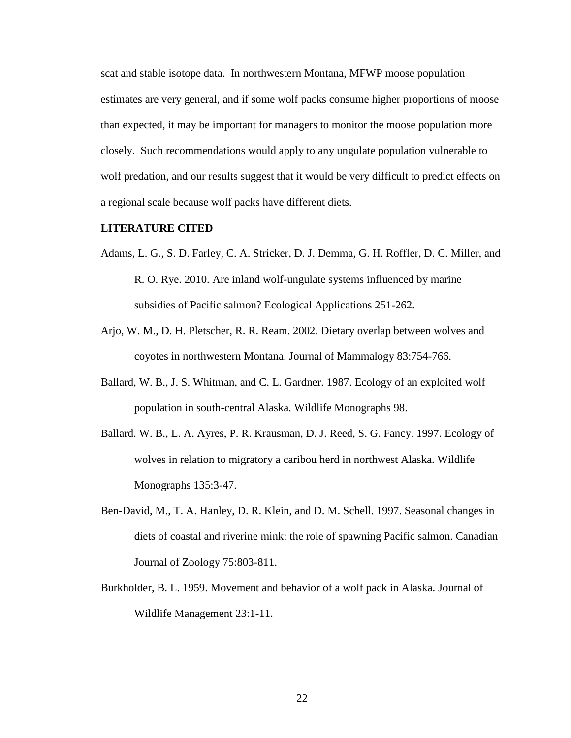scat and stable isotope data. In northwestern Montana, MFWP moose population estimates are very general, and if some wolf packs consume higher proportions of moose than expected, it may be important for managers to monitor the moose population more closely. Such recommendations would apply to any ungulate population vulnerable to wolf predation, and our results suggest that it would be very difficult to predict effects on a regional scale because wolf packs have different diets.

**LITERATURE CITED**

Adams, L. G., S. D. Farley, C. A. Stricker, D. J. Demma, G. H. Roffler, D. C. Miller, and R. O. Rye. 2010. Are inland wolf-ungulate systems influenced by marine subsidies of Pacific salmon? Ecological Applications 251-262.

Arjo, W. M., D. H. Pletscher, R. R. Ream. 2002. Dietary overlap between wolves and coyotes in northwestern Montana. Journal of Mammalogy 83:754-766.

Ballard, W. B., J. S. Whitman, and C. L. Gardner. 1987. Ecology of an exploited wolf population in south-central Alaska. Wildlife Monographs 98.

Ballard. W. B., L. A. Ayres, P. R. Krausman, D. J. Reed, S. G. Fancy. 1997. Ecology of wolves in relation to migratory a caribou herd in northwest Alaska. Wildlife Monographs 135:3-47.

Ben-David, M., T. A. Hanley, D. R. Klein, and D. M. Schell. 1997. Seasonal changes in diets of coastal and riverine mink: the role of spawning Pacific salmon. Canadian Journal of Zoology 75:803-811.

Burkholder, B. L. 1959. Movement and behavior of a wolf pack in Alaska. Journal of Wildlife Management 23:1-11.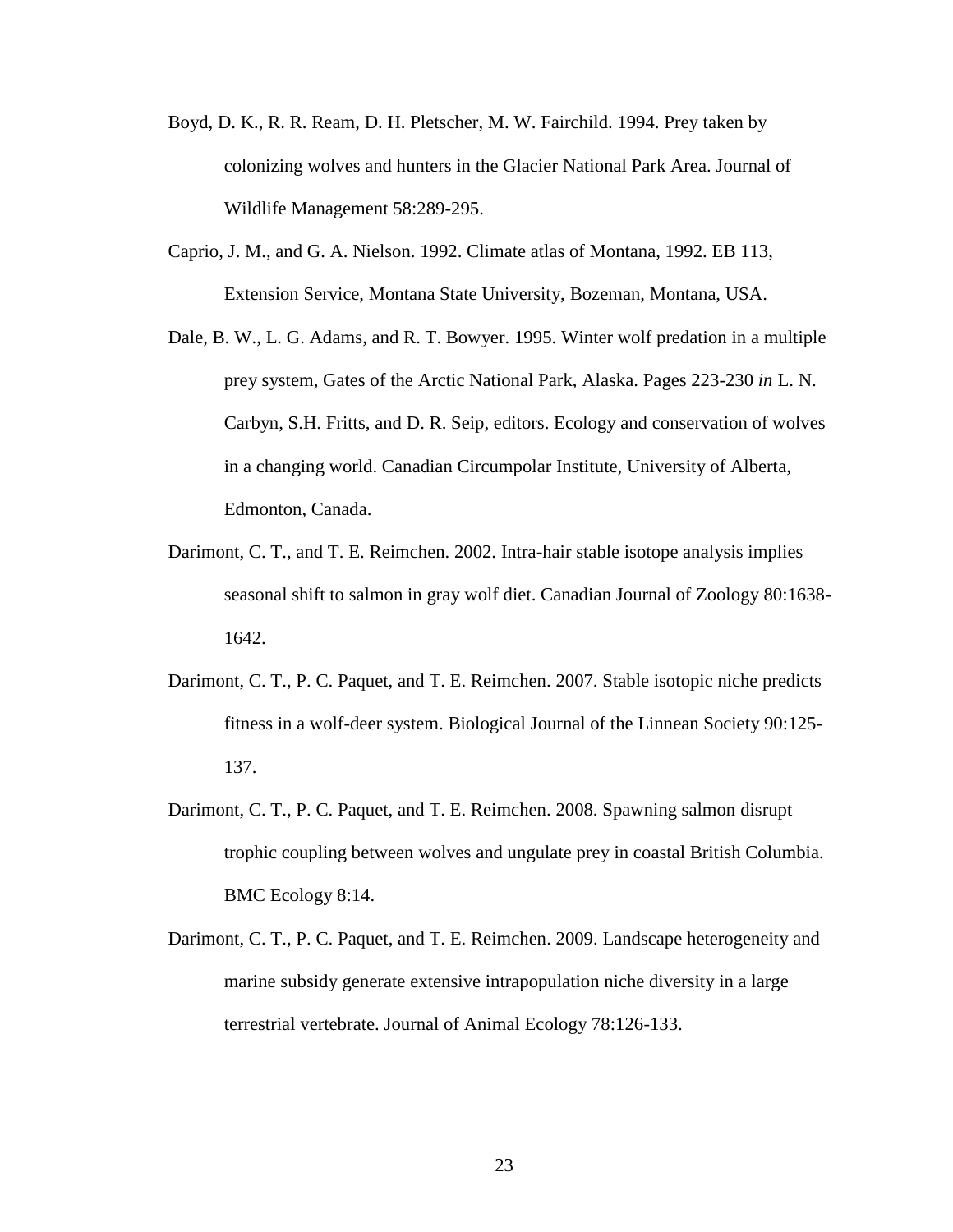Boyd, D. K., R. R. Ream, D. H. Pletscher, M. W. Fairchild. 1994. Prey taken by colonizing wolves and hunters in the Glacier National Park Area. Journal of Wildlife Management 58:289-295.

Caprio, J. M., and G. A. Nielson. 1992. Climate atlas of Montana, 1992. EB 113, Extension Service, Montana State University, Bozeman, Montana, USA.

Dale, B. W., L. G. Adams, and R. T. Bowyer. 1995. Winter wolf predation in a multiple prey system, Gates of the Arctic National Park, Alaska. Pages 223-230 *in* L. N. Carbyn, S.H. Fritts, and D. R. Seip, editors. Ecology and conservation of wolves in a changing world. Canadian Circumpolar Institute, University of Alberta, Edmonton, Canada.

Darimont, C. T., and T. E. Reimchen. 2002. Intra-hair stable isotope analysis implies seasonal shift to salmon in gray wolf diet. Canadian Journal of Zoology 80:1638-1642.

Darimont, C. T., P. C. Paquet, and T. E. Reimchen. 2007. Stable isotopic niche predicts fitness in a wolf-deer system. Biological Journal of the Linnean Society 90:125-137.

Darimont, C. T., P. C. Paquet, and T. E. Reimchen. 2008. Spawning salmon disrupt trophic coupling between wolves and ungulate prey in coastal British Columbia. BMC Ecology 8:14.

Darimont, C. T., P. C. Paquet, and T. E. Reimchen. 2009. Landscape heterogeneity and marine subsidy generate extensive intrapopulation niche diversity in a large terrestrial vertebrate. Journal of Animal Ecology 78:126-133.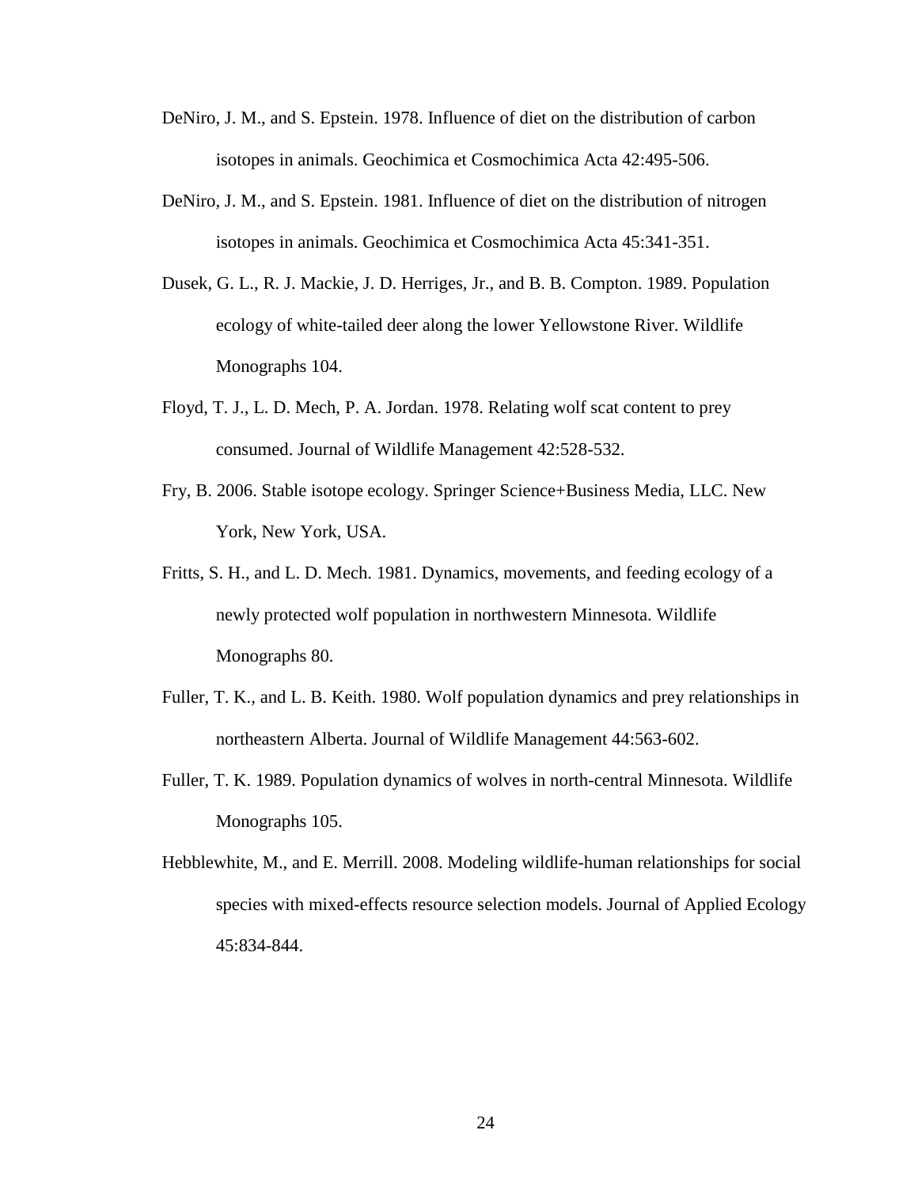DeNiro, J. M., and S. Epstein. 1978. Influence of diet on the distribution of carbon isotopes in animals. Geochimica et Cosmochimica Acta 42:495-506.

DeNiro, J. M., and S. Epstein. 1981. Influence of diet on the distribution of nitrogen isotopes in animals. Geochimica et Cosmochimica Acta 45:341-351.

Dusek, G. L., R. J. Mackie, J. D. Herriges, Jr., and B. B. Compton. 1989. Population ecology of white-tailed deer along the lower Yellowstone River. Wildlife Monographs 104.

Floyd, T. J., L. D. Mech, P. A. Jordan. 1978. Relating wolf scat content to prey consumed. Journal of Wildlife Management 42:528-532.

Fry, B. 2006. Stable isotope ecology. Springer Science+Business Media, LLC. New York, New York, USA.

Fritts, S. H., and L. D. Mech. 1981. Dynamics, movements, and feeding ecology of a newly protected wolf population in northwestern Minnesota. Wildlife Monographs 80.

Fuller, T. K., and L. B. Keith. 1980. Wolf population dynamics and prey relationships in northeastern Alberta. Journal of Wildlife Management 44:563-602.

Fuller, T. K. 1989. Population dynamics of wolves in north-central Minnesota. Wildlife Monographs 105.

Hebblewhite, M., and E. Merrill. 2008. Modeling wildlife-human relationships for social species with mixed-effects resource selection models. Journal of Applied Ecology 45:834-844.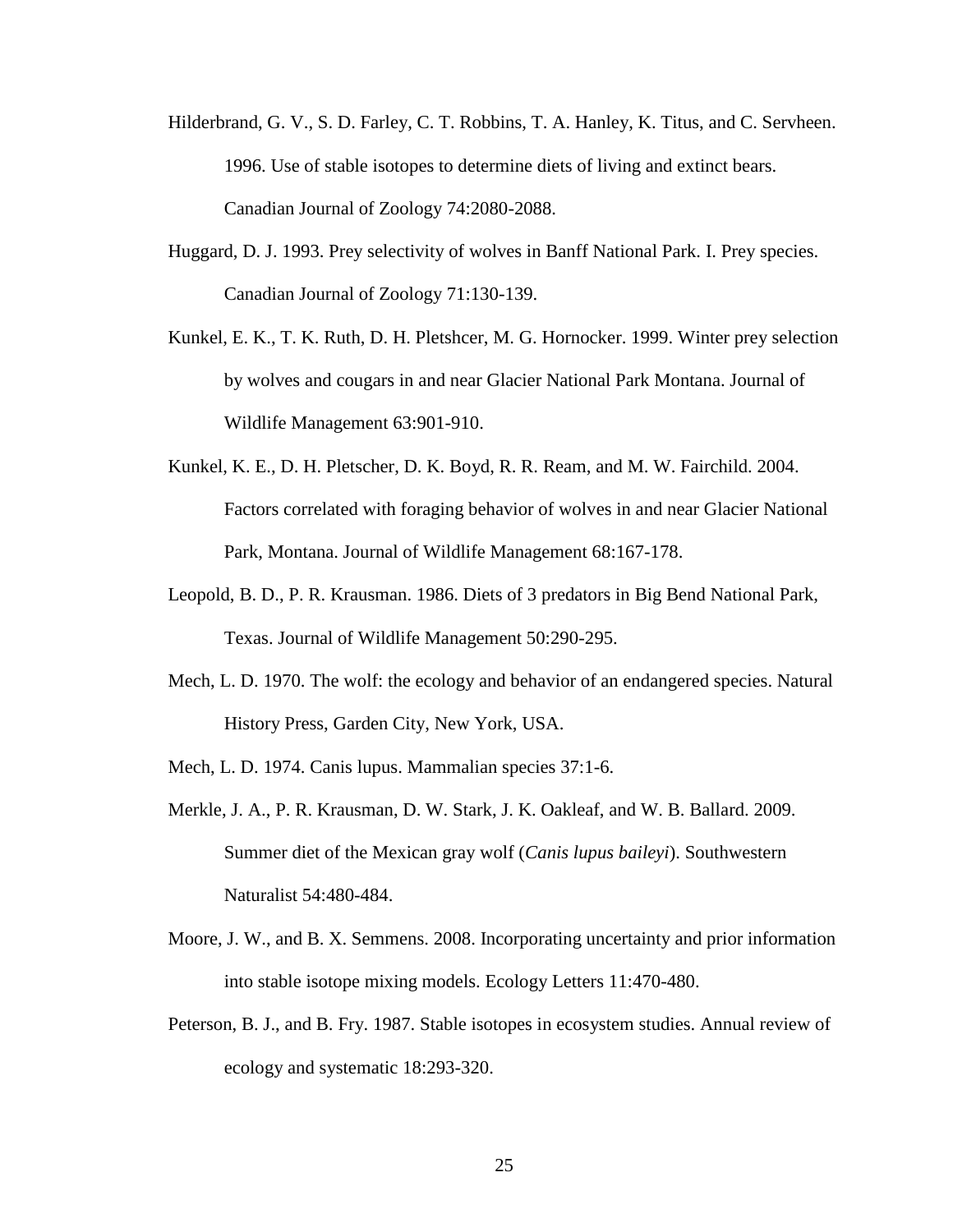Hilderbrand, G. V., S. D. Farley, C. T. Robbins, T. A. Hanley, K. Titus, and C. Servheen. 1996. Use of stable isotopes to determine diets of living and extinct bears. Canadian Journal of Zoology 74:2080-2088.

Huggard, D. J. 1993. Prey selectivity of wolves in Banff National Park. I. Prey species. Canadian Journal of Zoology 71:130-139.

Kunkel, E. K., T. K. Ruth, D. H. Pletshcer, M. G. Hornocker. 1999. Winter prey selection by wolves and cougars in and near Glacier National Park Montana. Journal of Wildlife Management 63:901-910.

Kunkel, K. E., D. H. Pletscher, D. K. Boyd, R. R. Ream, and M. W. Fairchild. 2004. Factors correlated with foraging behavior of wolves in and near Glacier National Park, Montana. Journal of Wildlife Management 68:167-178.

Leopold, B. D., P. R. Krausman. 1986. Diets of 3 predators in Big Bend National Park, Texas. Journal of Wildlife Management 50:290-295.

Mech, L. D. 1970. The wolf: the ecology and behavior of an endangered species. Natural History Press, Garden City, New York, USA.

Mech, L. D. 1974. Canis lupus. Mammalian species 37:1-6.

Merkle, J. A., P. R. Krausman, D. W. Stark, J. K. Oakleaf, and W. B. Ballard. 2009. Summer diet of the Mexican gray wolf (*Canis lupus baileyi*). Southwestern Naturalist 54:480-484.

Moore, J. W., and B. X. Semmens. 2008. Incorporating uncertainty and prior information into stable isotope mixing models. Ecology Letters 11:470-480.

Peterson, B. J., and B. Fry. 1987. Stable isotopes in ecosystem studies. Annual review of ecology and systematic 18:293-320.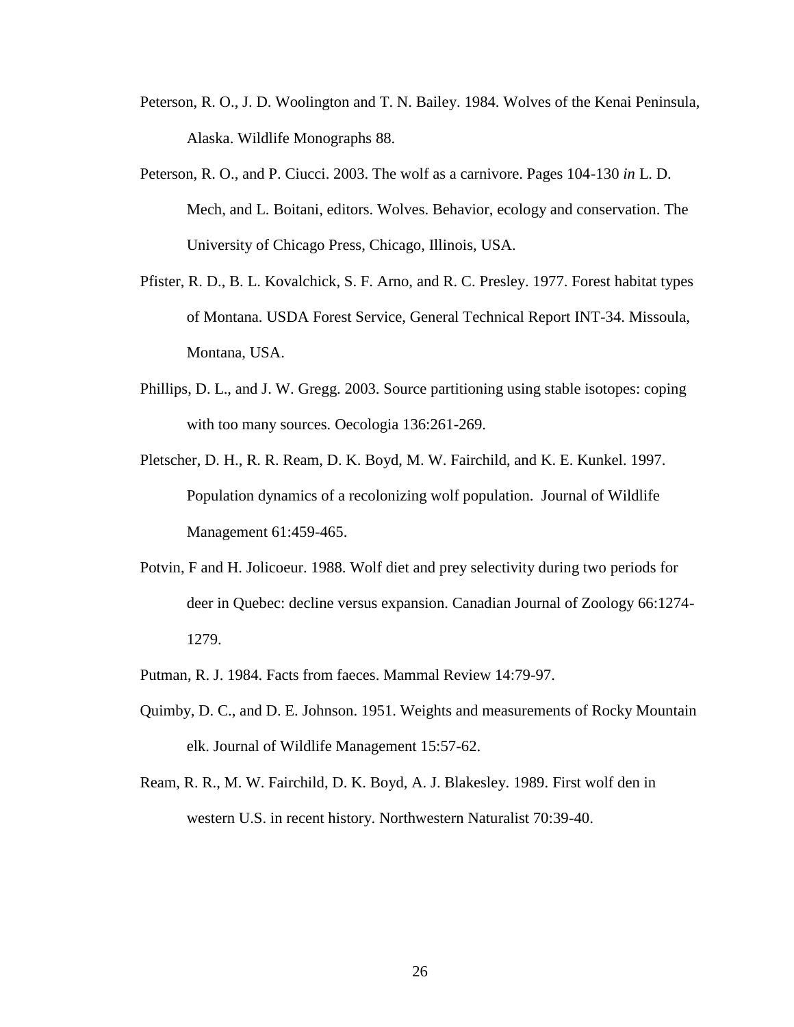Peterson, R. O., J. D. Woolington and T. N. Bailey. 1984. Wolves of the Kenai Peninsula, Alaska. Wildlife Monographs 88.

Peterson, R. O., and P. Ciucci. 2003. The wolf as a carnivore. Pages 104-130 *in* L. D. Mech, and L. Boitani, editors. Wolves. Behavior, ecology and conservation. The University of Chicago Press, Chicago, Illinois, USA.

Pfister, R. D., B. L. Kovalchick, S. F. Arno, and R. C. Presley. 1977. Forest habitat types of Montana. USDA Forest Service, General Technical Report INT-34. Missoula, Montana, USA.

Phillips, D. L., and J. W. Gregg. 2003. Source partitioning using stable isotopes: coping with too many sources. Oecologia 136:261-269.

Pletscher, D. H., R. R. Ream, D. K. Boyd, M. W. Fairchild, and K. E. Kunkel. 1997. Population dynamics of a recolonizing wolf population. Journal of Wildlife Management 61:459-465.

Potvin, F and H. Jolicoeur. 1988. Wolf diet and prey selectivity during two periods for deer in Quebec: decline versus expansion. Canadian Journal of Zoology 66:1274-1279.

Putman, R. J. 1984. Facts from faeces. Mammal Review 14:79-97.

Quimby, D. C., and D. E. Johnson. 1951. Weights and measurements of Rocky Mountain elk. Journal of Wildlife Management 15:57-62.

Ream, R. R., M. W. Fairchild, D. K. Boyd, A. J. Blakesley. 1989. First wolf den in western U.S. in recent history. Northwestern Naturalist 70:39-40.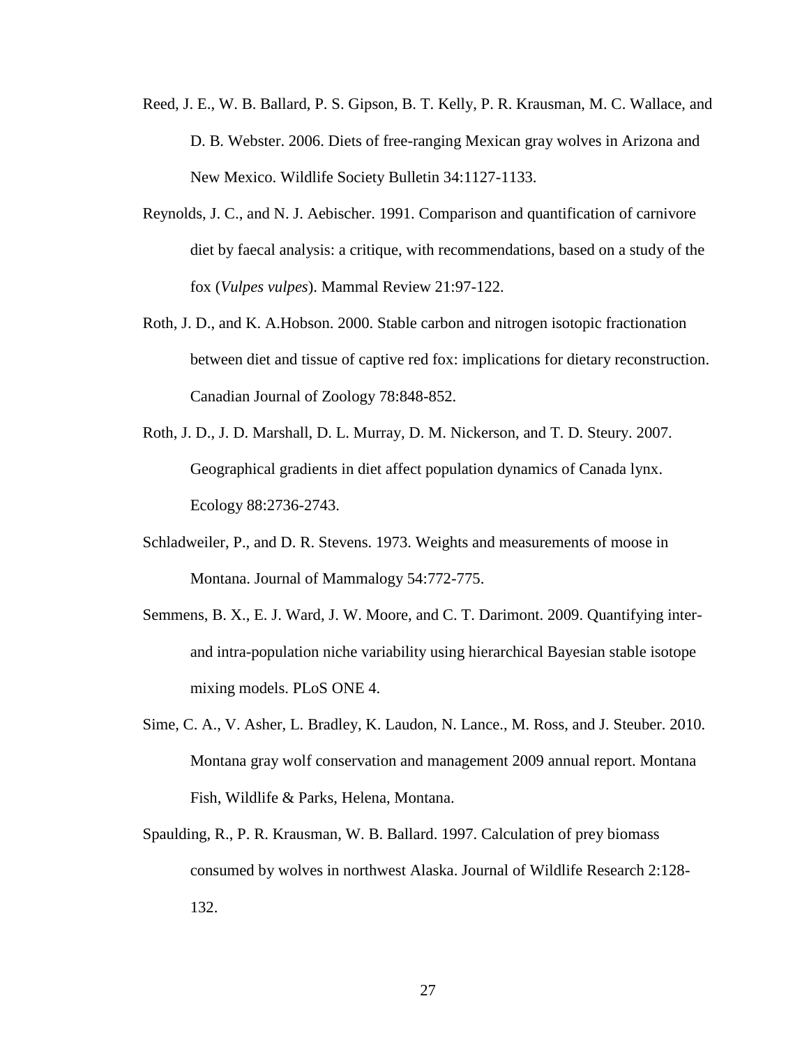Reed, J. E., W. B. Ballard, P. S. Gipson, B. T. Kelly, P. R. Krausman, M. C. Wallace, and D. B. Webster. 2006. Diets of free-ranging Mexican gray wolves in Arizona and New Mexico. Wildlife Society Bulletin 34:1127-1133.

Reynolds, J. C., and N. J. Aebischer. 1991. Comparison and quantification of carnivore diet by faecal analysis: a critique, with recommendations, based on a study of the fox (*Vulpes vulpes*). Mammal Review 21:97-122.

Roth, J. D., and K. A.Hobson. 2000. Stable carbon and nitrogen isotopic fractionation between diet and tissue of captive red fox: implications for dietary reconstruction. Canadian Journal of Zoology 78:848-852.

Roth, J. D., J. D. Marshall, D. L. Murray, D. M. Nickerson, and T. D. Steury. 2007. Geographical gradients in diet affect population dynamics of Canada lynx. Ecology 88:2736-2743.

Schladweiler, P., and D. R. Stevens. 1973. Weights and measurements of moose in Montana. Journal of Mammalogy 54:772-775.

Semmens, B. X., E. J. Ward, J. W. Moore, and C. T. Darimont. 2009. Quantifying inter- and intra-population niche variability using hierarchical Bayesian stable isotope mixing models. PLoS ONE 4.

Sime, C. A., V. Asher, L. Bradley, K. Laudon, N. Lance., M. Ross, and J. Steuber. 2010. Montana gray wolf conservation and management 2009 annual report. Montana Fish, Wildlife & Parks, Helena, Montana.

Spaulding, R., P. R. Krausman, W. B. Ballard. 1997. Calculation of prey biomass consumed by wolves in northwest Alaska. Journal of Wildlife Research 2:128-132.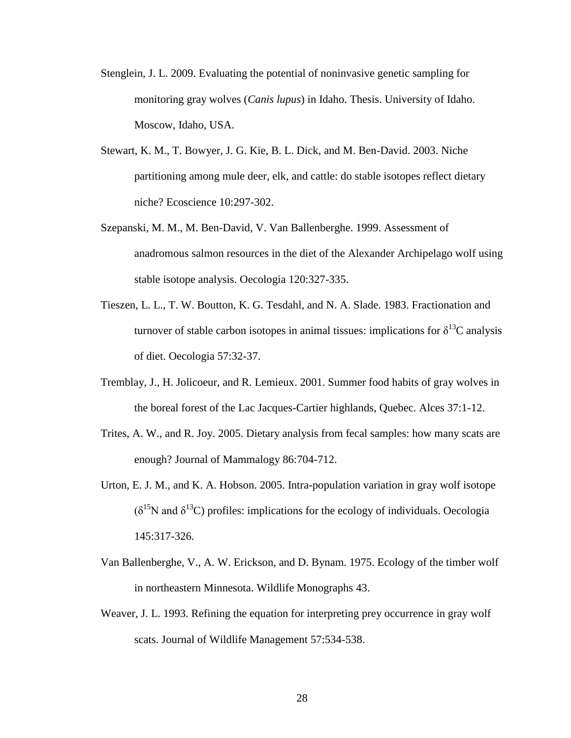Stenglein, J. L. 2009. Evaluating the potential of noninvasive genetic sampling for monitoring gray wolves (*Canis lupus*) in Idaho. Thesis. University of Idaho. Moscow, Idaho, USA.

Stewart, K. M., T. Bowyer, J. G. Kie, B. L. Dick, and M. Ben-David. 2003. Niche partitioning among mule deer, elk, and cattle: do stable isotopes reflect dietary niche? Ecoscience 10:297-302.

Szepanski, M. M., M. Ben-David, V. Van Ballenberghe. 1999. Assessment of anadromous salmon resources in the diet of the Alexander Archipelago wolf using stable isotope analysis. Oecologia 120:327-335.

Tieszen, L. L., T. W. Boutton, K. G. Tesdahl, and N. A. Slade. 1983. Fractionation and turnover of stable carbon isotopes in animal tissues: implications for $\delta^{13}C$ analysis of diet. Oecologia 57:32-37.

Tremblay, J., H. Jolicoeur, and R. Lemieux. 2001. Summer food habits of gray wolves in the boreal forest of the Lac Jacques-Cartier highlands, Quebec. Alces 37:1-12.

Trites, A. W., and R. Joy. 2005. Dietary analysis from fecal samples: how many scats are enough? Journal of Mammalogy 86:704-712.

Urton, E. J. M., and K. A. Hobson. 2005. Intra-population variation in gray wolf isotope ($\delta^{15}N$ and $\delta^{13}C$) profiles: implications for the ecology of individuals. Oecologia 145:317-326.

Van Ballenberghe, V., A. W. Erickson, and D. Bynam. 1975. Ecology of the timber wolf in northeastern Minnesota. Wildlife Monographs 43.

Weaver, J. L. 1993. Refining the equation for interpreting prey occurrence in gray wolf scats. Journal of Wildlife Management 57:534-538.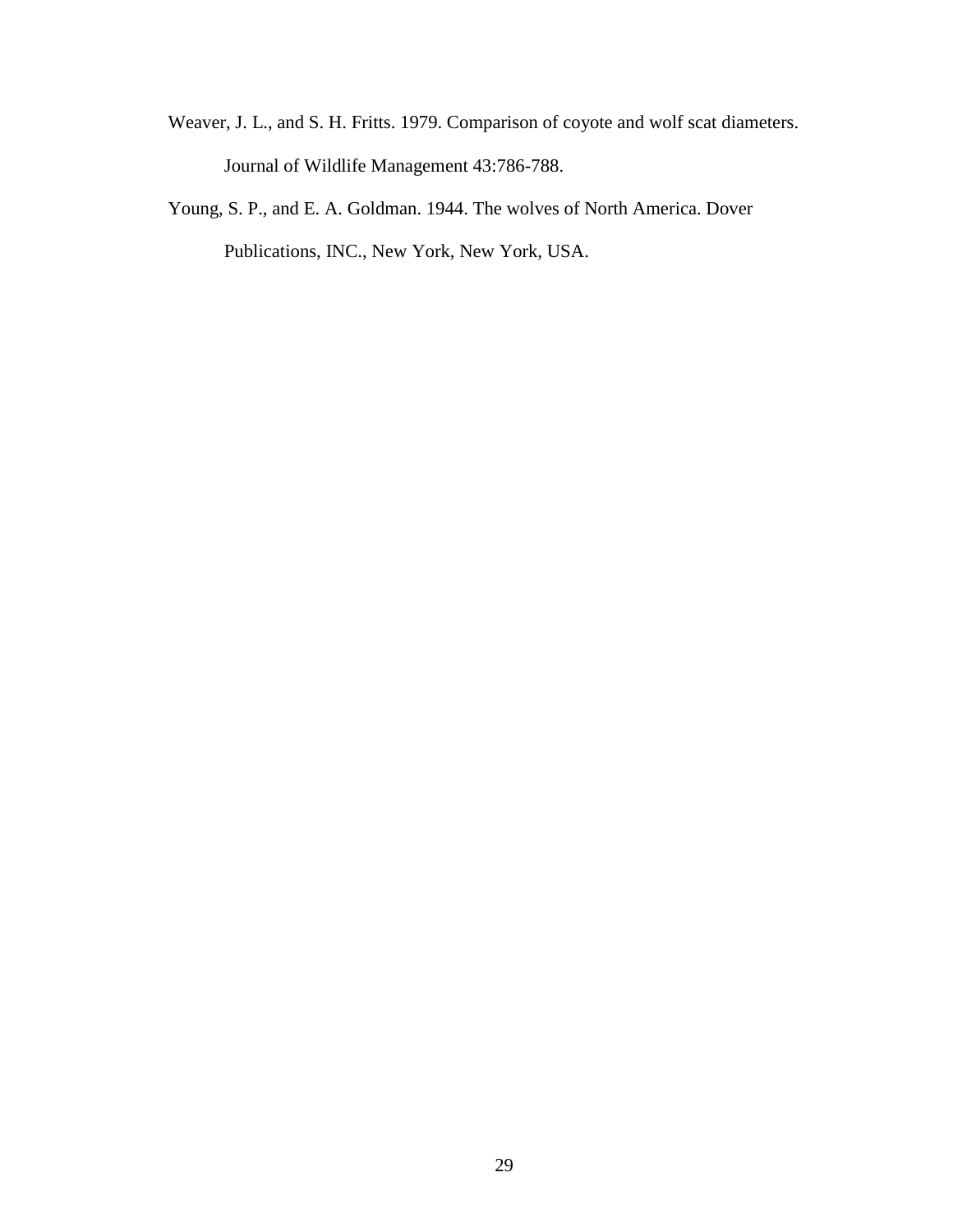Weaver, J. L., and S. H. Fritts. 1979. Comparison of coyote and wolf scat diameters. Journal of Wildlife Management 43:786-788.

Young, S. P., and E. A. Goldman. 1944. The wolves of North America. Dover Publications, INC., New York, New York, USA.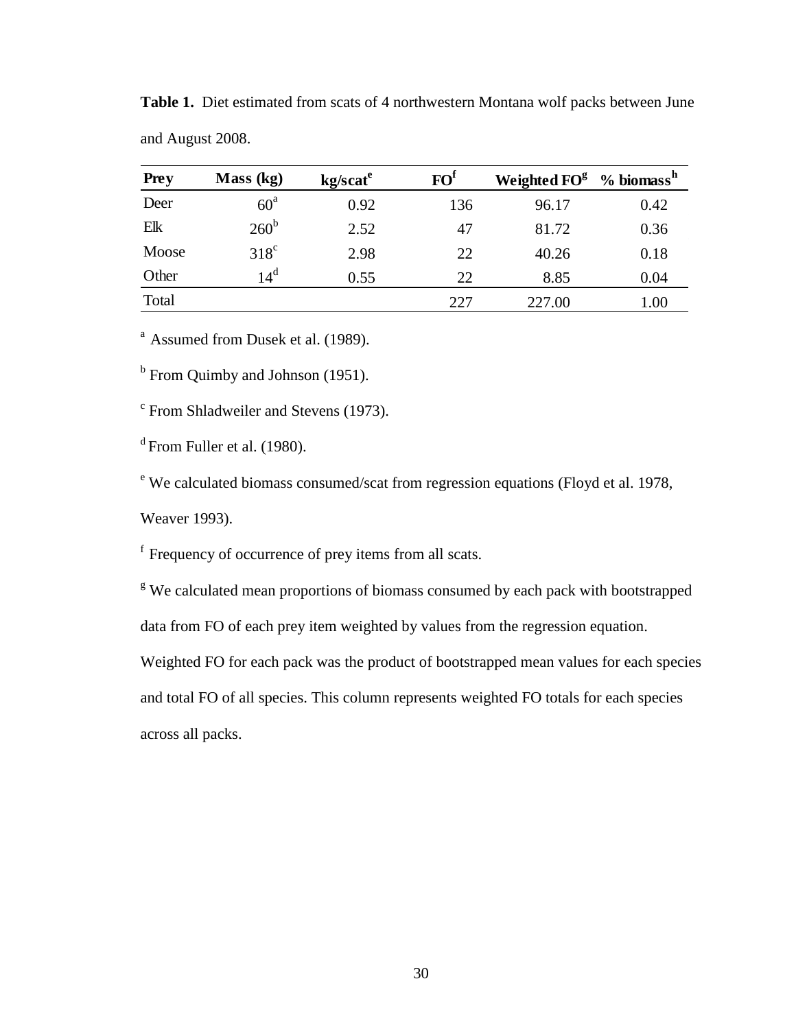**Table 1.** Diet estimated from scats of 4 northwestern Montana wolf packs between June and August 2008.

| Prey | Mass (kg) | kg/scat[e] | FO[f] | Weighted FO[g] | % biomass[h] |
|---|---|---|---|---|---|
| Deer | 60[a] | 0.92 | 136 | 96.17 | 0.42 |
| Elk | 260[b] | 2.52 | 47 | 81.72 | 0.36 |
| Moose | 318[c] | 2.98 | 22 | 40.26 | 0.18 |
| Other | 14[d] | 0.55 | 22 | 8.85 | 0.04 |
| Total | | | 227 | 227.00 | 1.00 |

[a] Assumed from Dusek et al. (1989).

[b] From Quimby and Johnson (1951).

[c] From Shladweiler and Stevens (1973).

[d] From Fuller et al. (1980).

[e] We calculated biomass consumed/scat from regression equations (Floyd et al. 1978, Weaver 1993).

[f] Frequency of occurrence of prey items from all scats.

[g] We calculated mean proportions of biomass consumed by each pack with bootstrapped data from FO of each prey item weighted by values from the regression equation. Weighted FO for each pack was the product of bootstrapped mean values for each species and total FO of all species. This column represents weighted FO totals for each species across all packs.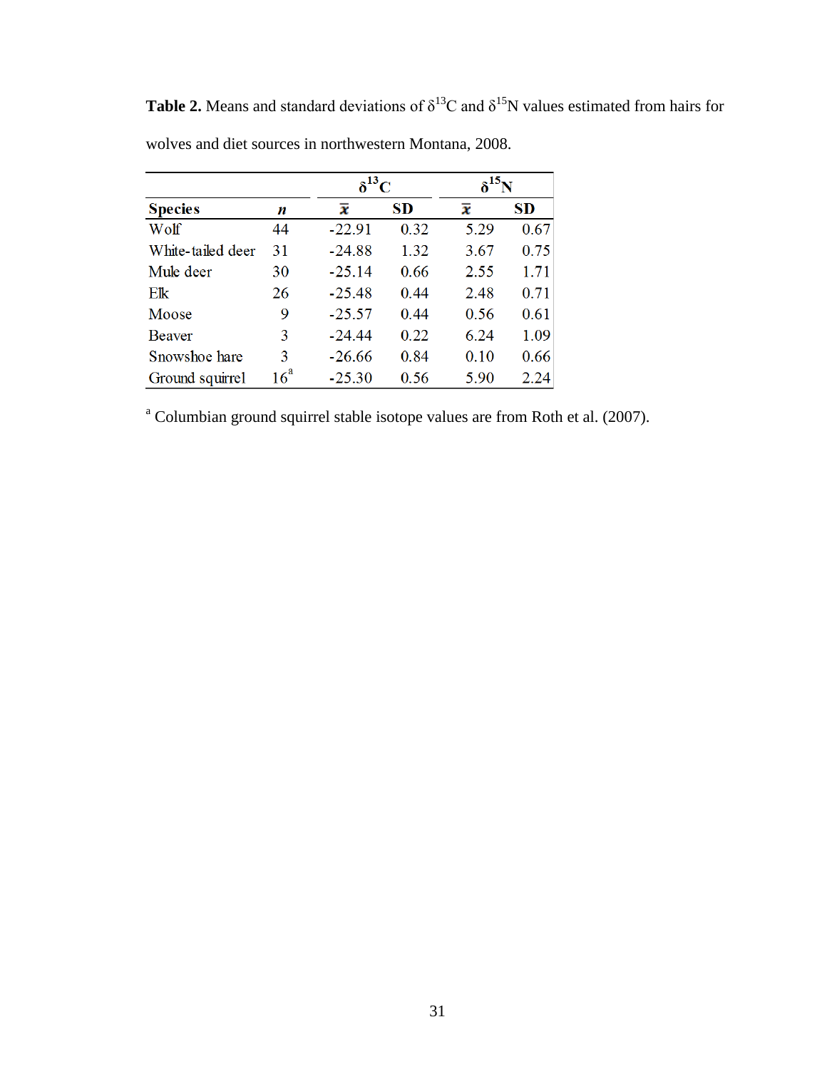**Table 2.** Means and standard deviations of $\delta^{13}C$ and $\delta^{15}N$ values estimated from hairs for wolves and diet sources in northwestern Montana, 2008.

| | | $\delta^{13}C$ | | $\delta^{15}N$ | |
|---|---|---|---|---|---|
| **Species** | ***n*** | $\bar{x}$ | **SD** | $\bar{x}$ | **SD** |
| Wolf | 44 | -22.91 | 0.32 | 5.29 | 0.67 |
| White-tailed deer | 31 | -24.88 | 1.32 | 3.67 | 0.75 |
| Mule deer | 30 | -25.14 | 0.66 | 2.55 | 1.71 |
| Elk | 26 | -25.48 | 0.44 | 2.48 | 0.71 |
| Moose | 9 | -25.57 | 0.44 | 0.56 | 0.61 |
| Beaver | 3 | -24.44 | 0.22 | 6.24 | 1.09 |
| Snowshoe hare | 3 | -26.66 | 0.84 | 0.10 | 0.66 |
| Ground squirrel | 16[a] | -25.30 | 0.56 | 5.90 | 2.24 |

[a] Columbian ground squirrel stable isotope values are from Roth et al. (2007).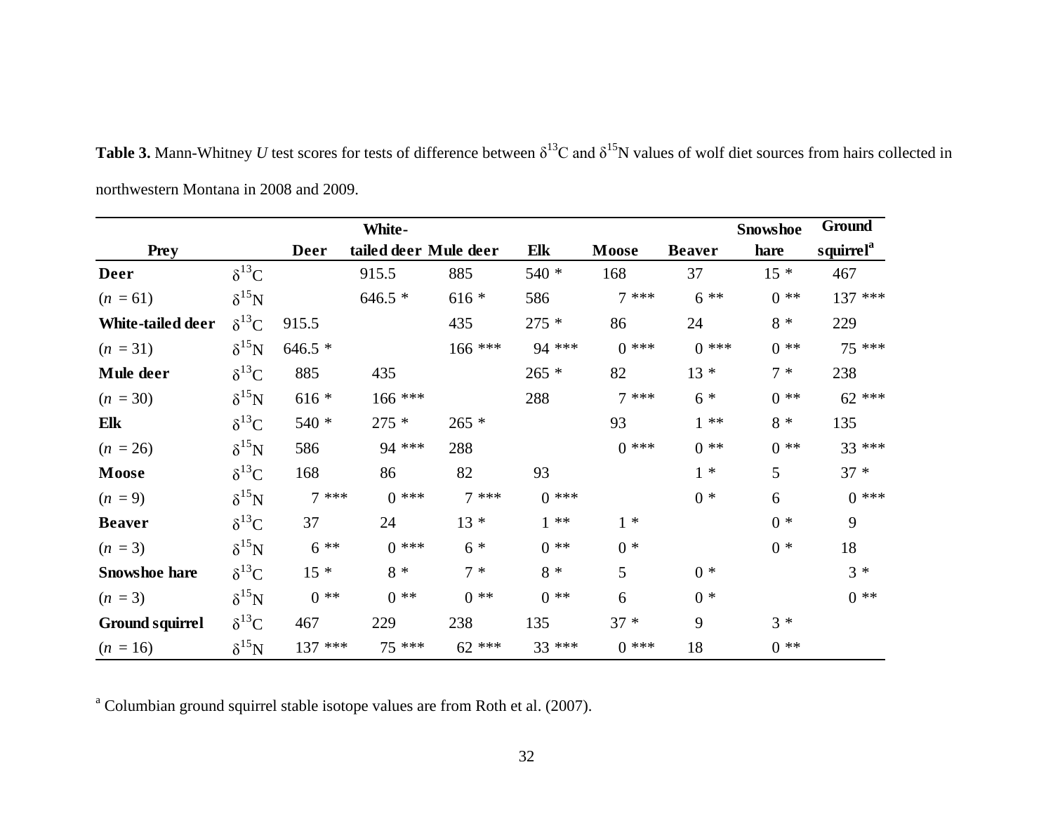**Table 3.** Mann-Whitney *U* test scores for tests of difference between $\delta^{13}C$ and $\delta^{15}N$ values of wolf diet sources from hairs collected in northwestern Montana in 2008 and 2009.

| Prey | | Deer | White-tailed deer | Mule deer | Elk | Moose | Beaver | Snowshoe hare | Ground squirrel[a] |
|---|---|---|---|---|---|---|---|---|---|
| **Deer** | $\delta^{13}C$ | | 915.5 | 885 | 540 * | 168 | 37 | 15 * | 467 |
| ($n$ = 61) | $\delta^{15}N$ | | 646.5 * | 616 * | 586 | 7 *** | 6 ** | 0 ** | 137 *** |
| **White-tailed deer** | $\delta^{13}C$ | 915.5 | | 435 | 275 * | 86 | 24 | 8 * | 229 |
| ($n$ = 31) | $\delta^{15}N$ | 646.5 * | | 166 *** | 94 *** | 0 *** | 0 *** | 0 ** | 75 *** |
| **Mule deer** | $\delta^{13}C$ | 885 | 435 | | 265 * | 82 | 13 * | 7 * | 238 |
| ($n$ = 30) | $\delta^{15}N$ | 616 * | 166 *** | | 288 | 7 *** | 6 * | 0 ** | 62 *** |
| **Elk** | $\delta^{13}C$ | 540 * | 275 * | 265 * | | 93 | 1 ** | 8 * | 135 |
| ($n$ = 26) | $\delta^{15}N$ | 586 | 94 *** | 288 | | 0 *** | 0 ** | 0 ** | 33 *** |
| **Moose** | $\delta^{13}C$ | 168 | 86 | 82 | 93 | | 1 * | 5 | 37 * |
| ($n$ = 9) | $\delta^{15}N$ | 7 *** | 0 *** | 7 *** | 0 *** | | 0 * | 6 | 0 *** |
| **Beaver** | $\delta^{13}C$ | 37 | 24 | 13 * | 1 ** | 1 * | | 0 * | 9 |
| ($n$ = 3) | $\delta^{15}N$ | 6 ** | 0 *** | 6 * | 0 ** | 0 * | | 0 * | 18 |
| **Snowshoe hare** | $\delta^{13}C$ | 15 * | 8 * | 7 * | 8 * | 5 | 0 * | | 3 * |
| ($n$ = 3) | $\delta^{15}N$ | 0 ** | 0 ** | 0 ** | 0 ** | 6 | 0 * | | 0 ** |
| **Ground squirrel** | $\delta^{13}C$ | 467 | 229 | 238 | 135 | 37 * | 9 | 3 * | |
| ($n$ = 16) | $\delta^{15}N$ | 137 *** | 75 *** | 62 *** | 33 *** | 0 *** | 18 | 0 ** | |

[a] Columbian ground squirrel stable isotope values are from Roth et al. (2007).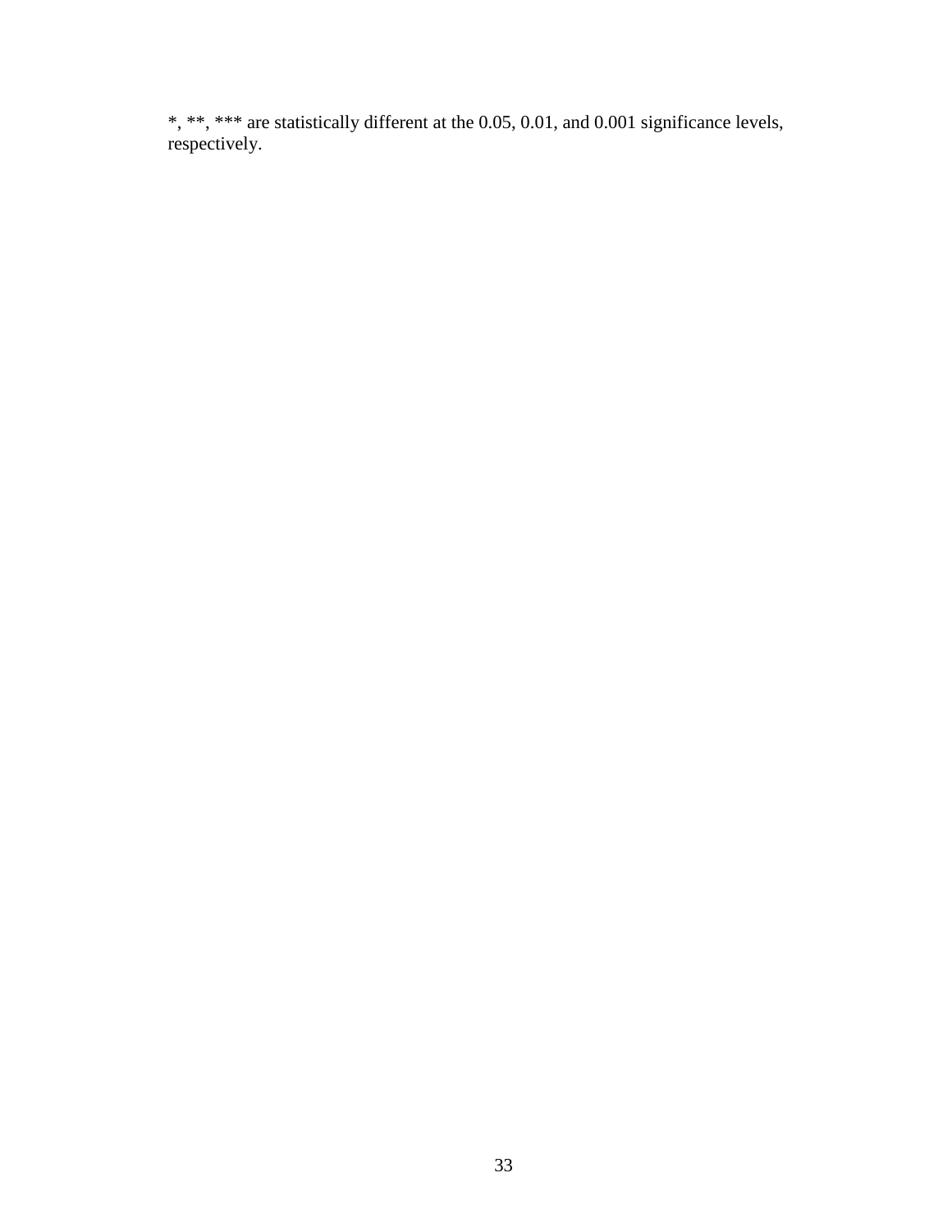*, **, *** are statistically different at the 0.05, 0.01, and 0.001 significance levels, respectively.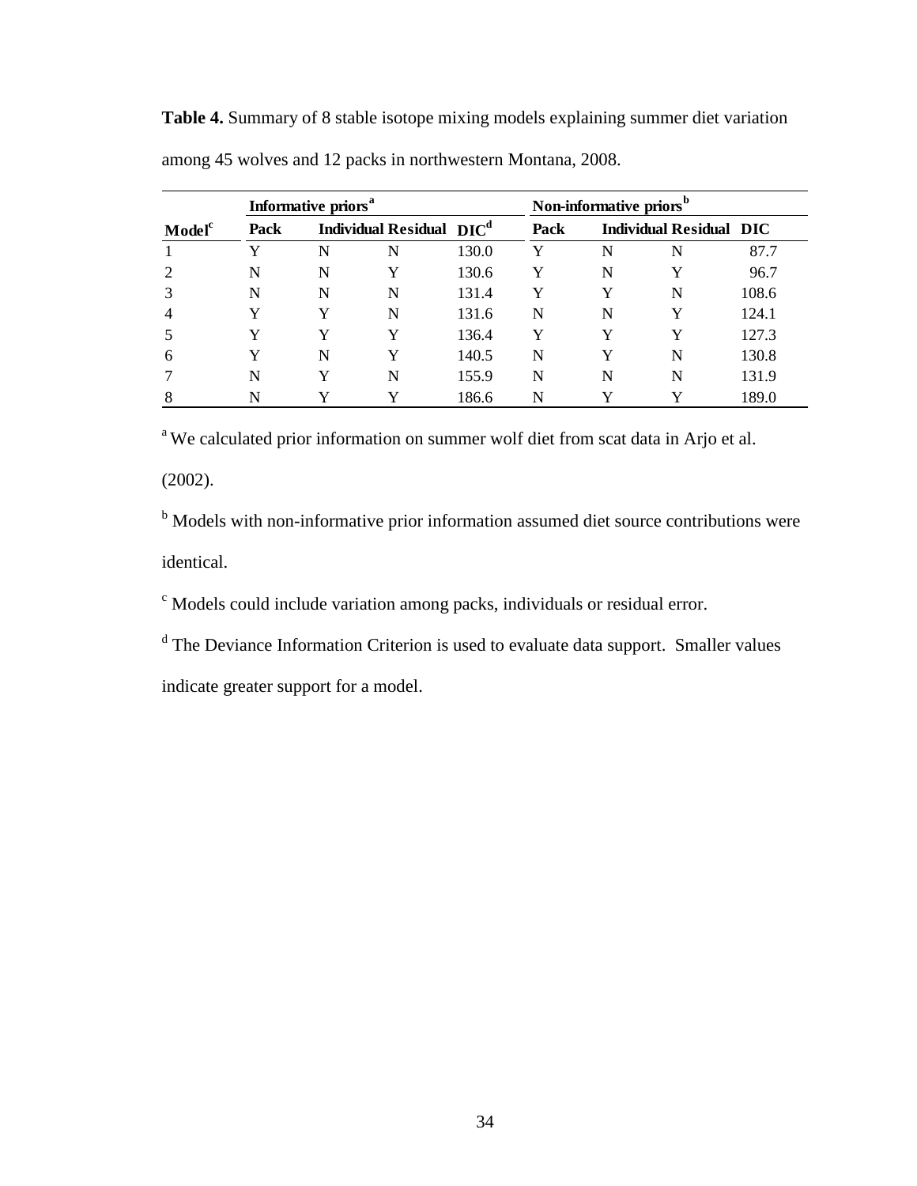**Table 4.** Summary of 8 stable isotope mixing models explaining summer diet variation among 45 wolves and 12 packs in northwestern Montana, 2008.

| | Informative priors[a] | | | | Non-informative priors[b] | | | |
|---|---|---|---|---|---|---|---|---|
| Model[c] | Pack | Individual | Residual | DIC[d] | Pack | Individual | Residual | DIC |
| 1 | Y | N | N | 130.0 | Y | N | N | 87.7 |
| 2 | N | N | Y | 130.6 | Y | N | Y | 96.7 |
| 3 | N | N | N | 131.4 | Y | Y | N | 108.6 |
| 4 | Y | Y | N | 131.6 | N | N | Y | 124.1 |
| 5 | Y | Y | Y | 136.4 | Y | Y | Y | 127.3 |
| 6 | Y | N | Y | 140.5 | N | Y | N | 130.8 |
| 7 | N | Y | N | 155.9 | N | N | N | 131.9 |
| 8 | N | Y | Y | 186.6 | N | Y | Y | 189.0 |

[a] We calculated prior information on summer wolf diet from scat data in Arjo et al. (2002).

[b] Models with non-informative prior information assumed diet source contributions were identical.

[c] Models could include variation among packs, individuals or residual error.

[d] The Deviance Information Criterion is used to evaluate data support. Smaller values indicate greater support for a model.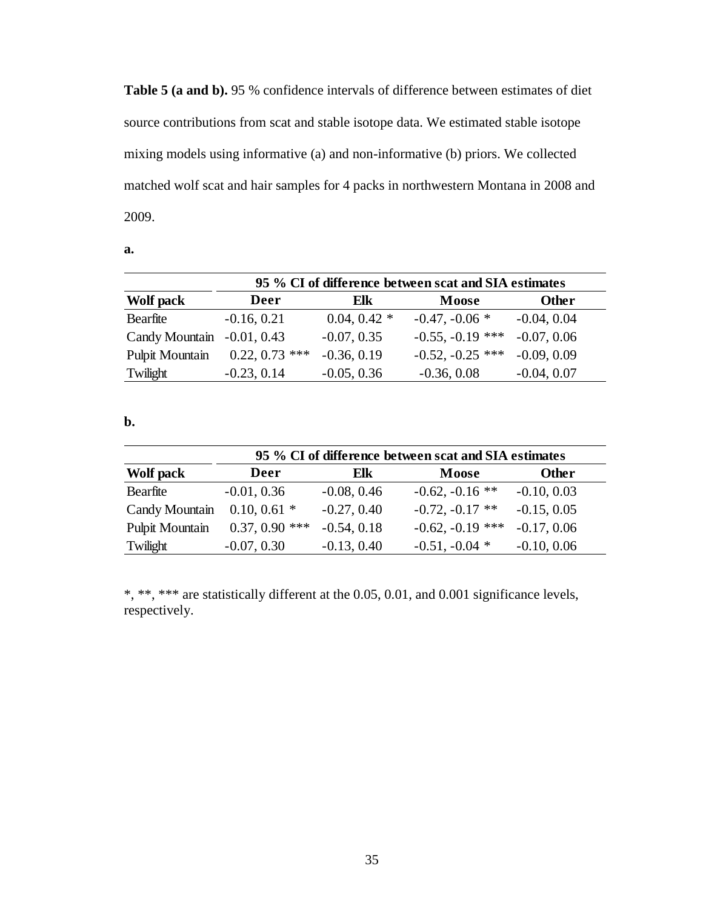**Table 5 (a and b).** 95 % confidence intervals of difference between estimates of diet source contributions from scat and stable isotope data. We estimated stable isotope mixing models using informative (a) and non-informative (b) priors. We collected matched wolf scat and hair samples for 4 packs in northwestern Montana in 2008 and 2009.

**a.**

| | 95 % CI of difference between scat and SIA estimates | | | |
|---|---|---|---|---|
| **Wolf pack** | **Deer** | **Elk** | **Moose** | **Other** |
| Bearfite | -0.16, 0.21 | 0.04, 0.42 * | -0.47, -0.06 * | -0.04, 0.04 |
| Candy Mountain | -0.01, 0.43 | -0.07, 0.35 | -0.55, -0.19 *** | -0.07, 0.06 |
| Pulpit Mountain | 0.22, 0.73 *** | -0.36, 0.19 | -0.52, -0.25 *** | -0.09, 0.09 |
| Twilight | -0.23, 0.14 | -0.05, 0.36 | -0.36, 0.08 | -0.04, 0.07 |

**b.**

| | 95 % CI of difference between scat and SIA estimates | | | |
|---|---|---|---|---|
| **Wolf pack** | **Deer** | **Elk** | **Moose** | **Other** |
| Bearfite | -0.01, 0.36 | -0.08, 0.46 | -0.62, -0.16 ** | -0.10, 0.03 |
| Candy Mountain | 0.10, 0.61 * | -0.27, 0.40 | -0.72, -0.17 ** | -0.15, 0.05 |
| Pulpit Mountain | 0.37, 0.90 *** | -0.54, 0.18 | -0.62, -0.19 *** | -0.17, 0.06 |
| Twilight | -0.07, 0.30 | -0.13, 0.40 | -0.51, -0.04 * | -0.10, 0.06 |

*, **, *** are statistically different at the 0.05, 0.01, and 0.001 significance levels, respectively.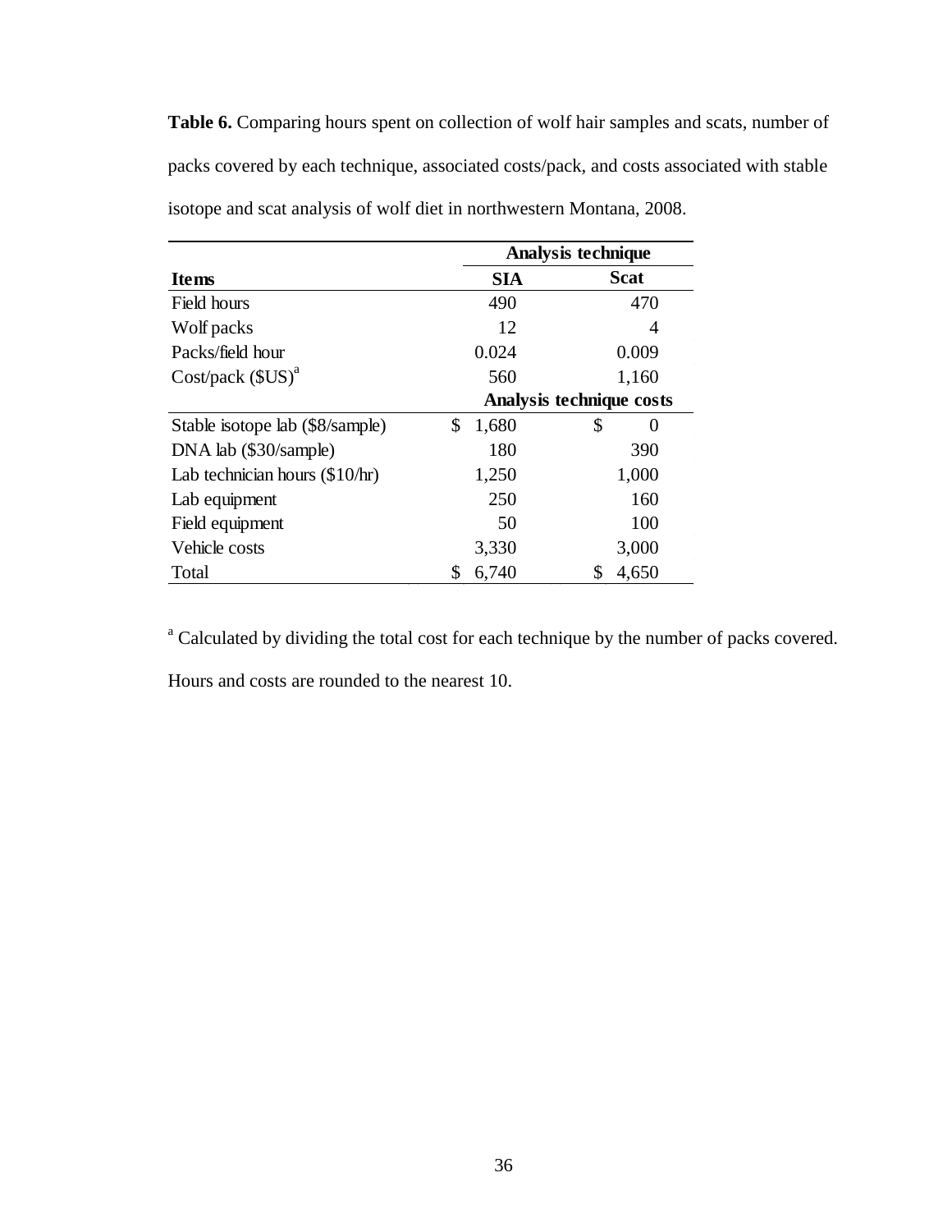**Table 6.** Comparing hours spent on collection of wolf hair samples and scats, number of packs covered by each technique, associated costs/pack, and costs associated with stable isotope and scat analysis of wolf diet in northwestern Montana, 2008.

| | Analysis technique | |
|---|---|---|
| **Items** | **SIA** | **Scat** |
| Field hours | 490 | 470 |
| Wolf packs | 12 | 4 |
| Packs/field hour | 0.024 | 0.009 |
| Cost/pack ($US)[a] | 560 | 1,160 |
| | **Analysis technique costs** | |
| Stable isotope lab ($8/sample) | $ 1,680 | $ 0 |
| DNA lab ($30/sample) | 180 | 390 |
| Lab technician hours ($10/hr) | 1,250 | 1,000 |
| Lab equipment | 250 | 160 |
| Field equipment | 50 | 100 |
| Vehicle costs | 3,330 | 3,000 |
| Total | $ 6,740 | $ 4,650 |

[a] Calculated by dividing the total cost for each technique by the number of packs covered. Hours and costs are rounded to the nearest 10.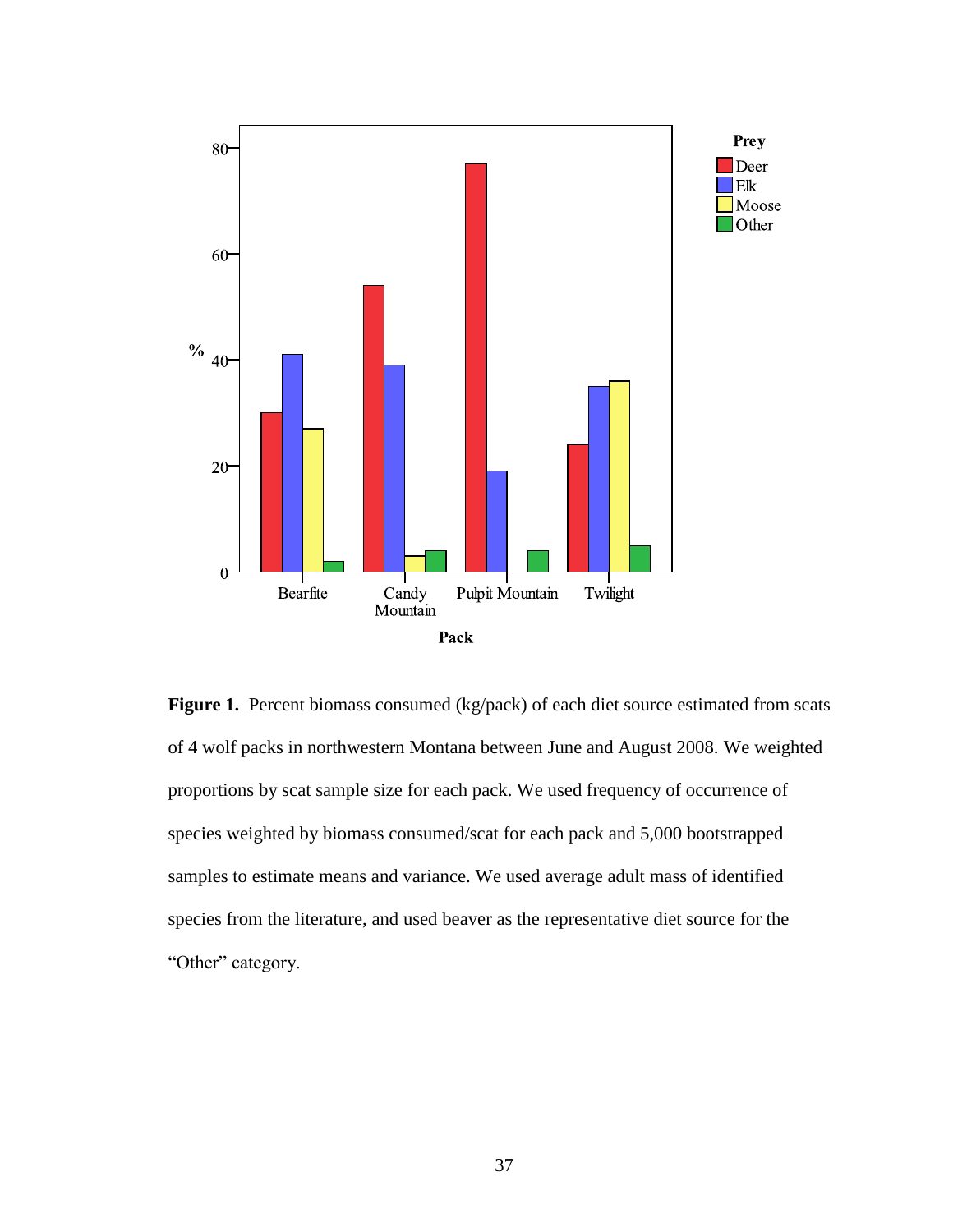**Figure 1.** Percent biomass consumed (kg/pack) of each diet source estimated from scats of 4 wolf packs in northwestern Montana between June and August 2008. We weighted proportions by scat sample size for each pack. We used frequency of occurrence of species weighted by biomass consumed/scat for each pack and 5,000 bootstrapped samples to estimate means and variance. We used average adult mass of identified species from the literature, and used beaver as the representative diet source for the "Other" category.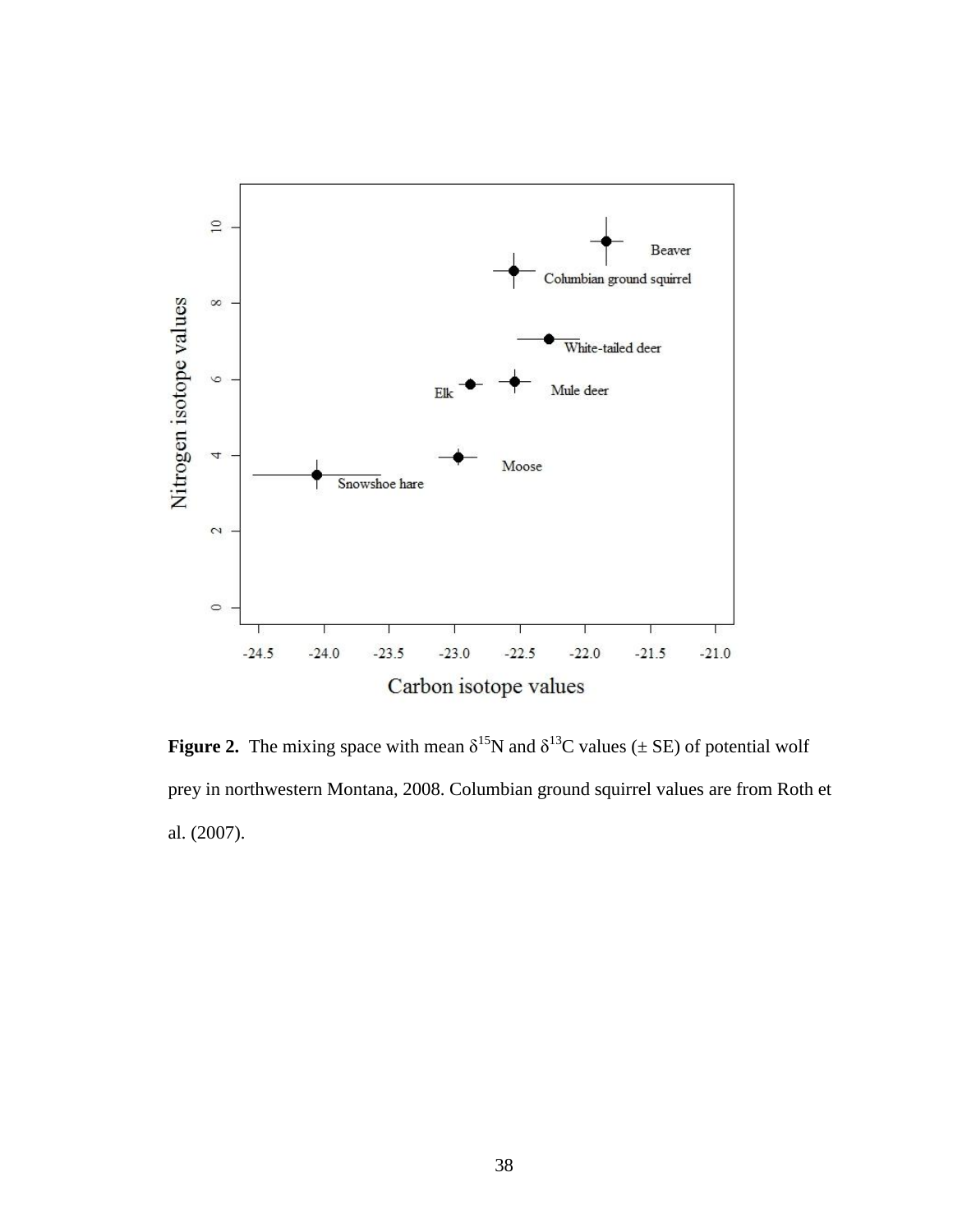**Figure 2.** The mixing space with mean $\delta^{15}N$ and $\delta^{13}C$ values (± SE) of potential wolf prey in northwestern Montana, 2008. Columbian ground squirrel values are from Roth et al. (2007).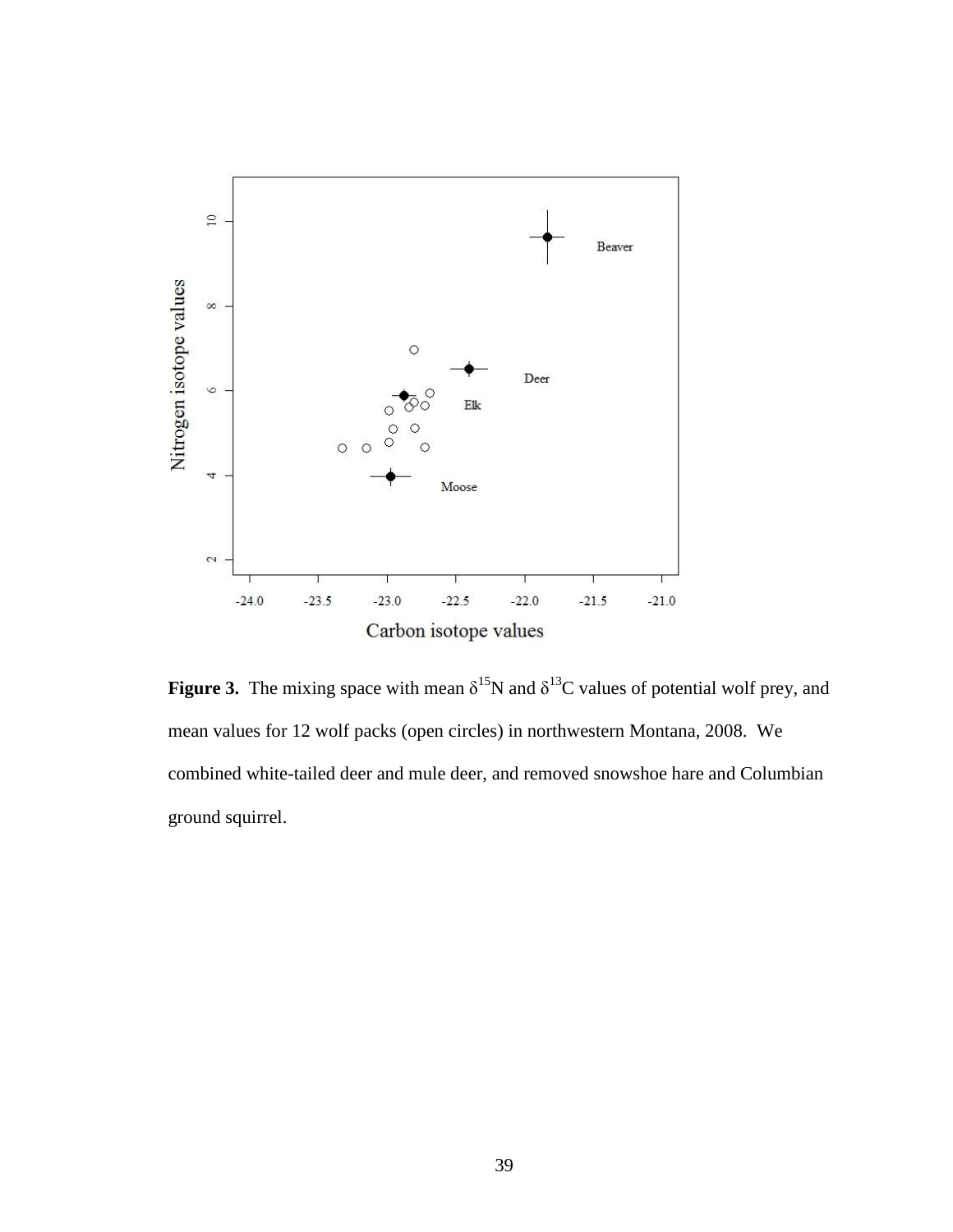**Figure 3.** The mixing space with mean $\delta^{15}N$ and $\delta^{13}C$ values of potential wolf prey, and mean values for 12 wolf packs (open circles) in northwestern Montana, 2008. We combined white-tailed deer and mule deer, and removed snowshoe hare and Columbian ground squirrel.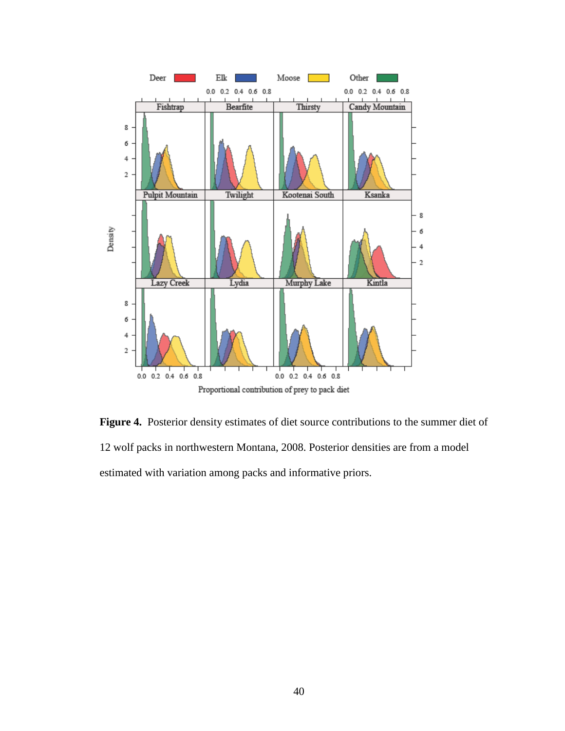**Figure 4.** Posterior density estimates of diet source contributions to the summer diet of 12 wolf packs in northwestern Montana, 2008. Posterior densities are from a model estimated with variation among packs and informative priors.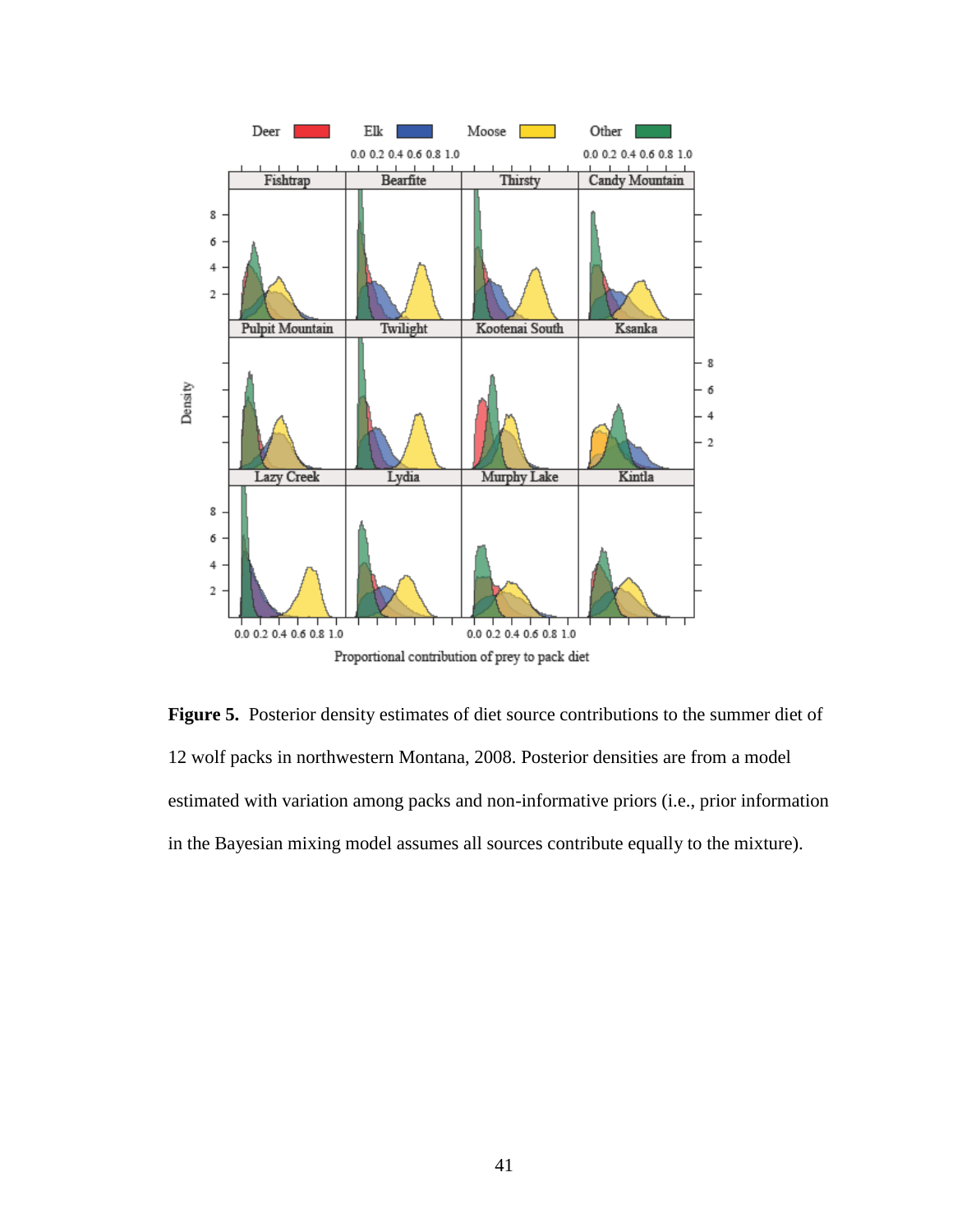**Figure 5.** Posterior density estimates of diet source contributions to the summer diet of 12 wolf packs in northwestern Montana, 2008. Posterior densities are from a model estimated with variation among packs and non-informative priors (i.e., prior information in the Bayesian mixing model assumes all sources contribute equally to the mixture).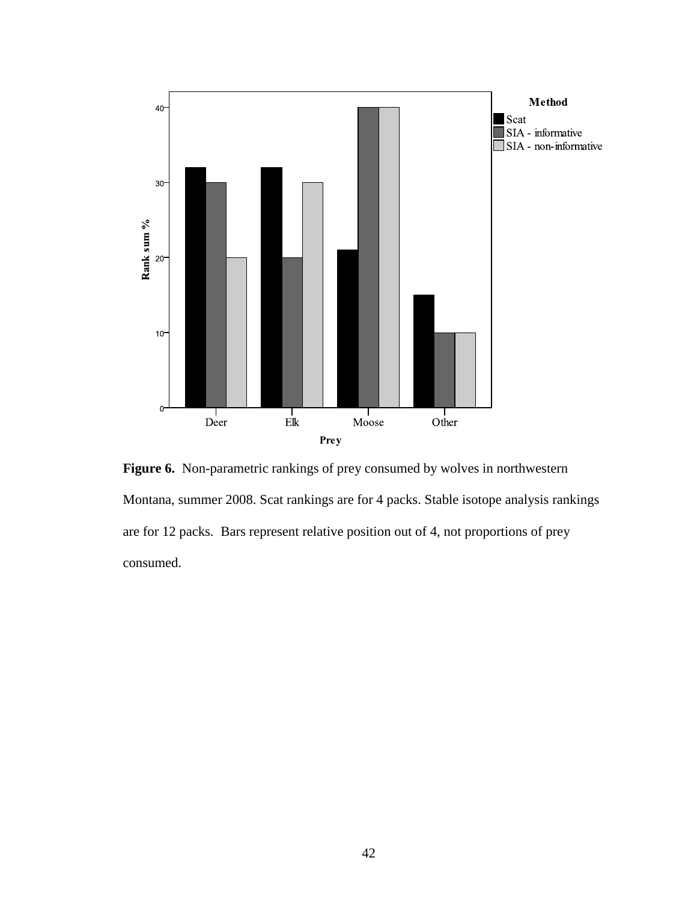Method

Scat

SIA - informative

SIA - non-informative

Rank sum %

40

30

20

10

0

Deer

Elk

Moose

Other

Prey

**Figure 6.** Non-parametric rankings of prey consumed by wolves in northwestern Montana, summer 2008. Scat rankings are for 4 packs. Stable isotope analysis rankings are for 12 packs. Bars represent relative position out of 4, not proportions of prey consumed.